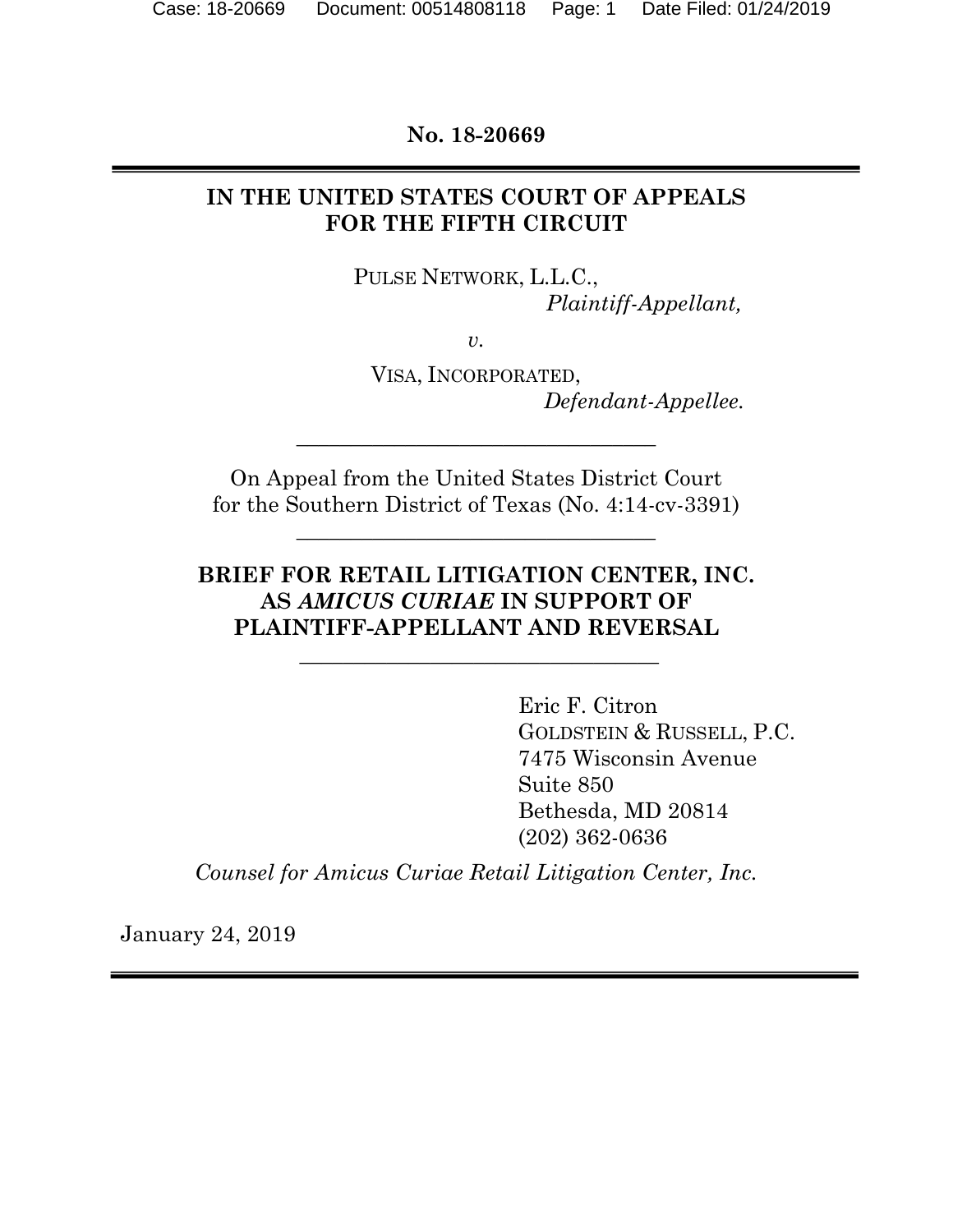**No. 18-20669**

---

**IN THE UNITED STATES COURT OF APPEALS FOR THE FIFTH CIRCUIT**

PULSE NETWORK, L.L.C.,
*Plaintiff-Appellant,*

*v.*

VISA, INCORPORATED,
*Defendant-Appellee.*

---

On Appeal from the United States District Court for the Southern District of Texas (No. 4:14-cv-3391)

---

**BRIEF FOR RETAIL LITIGATION CENTER, INC. AS *AMICUS CURIAE* IN SUPPORT OF PLAINTIFF-APPELLANT AND REVERSAL**

---

Eric F. Citron
GOLDSTEIN & RUSSELL, P.C.
7475 Wisconsin Avenue
Suite 850
Bethesda, MD 20814
(202) 362-0636

*Counsel for Amicus Curiae Retail Litigation Center, Inc.*

January 24, 2019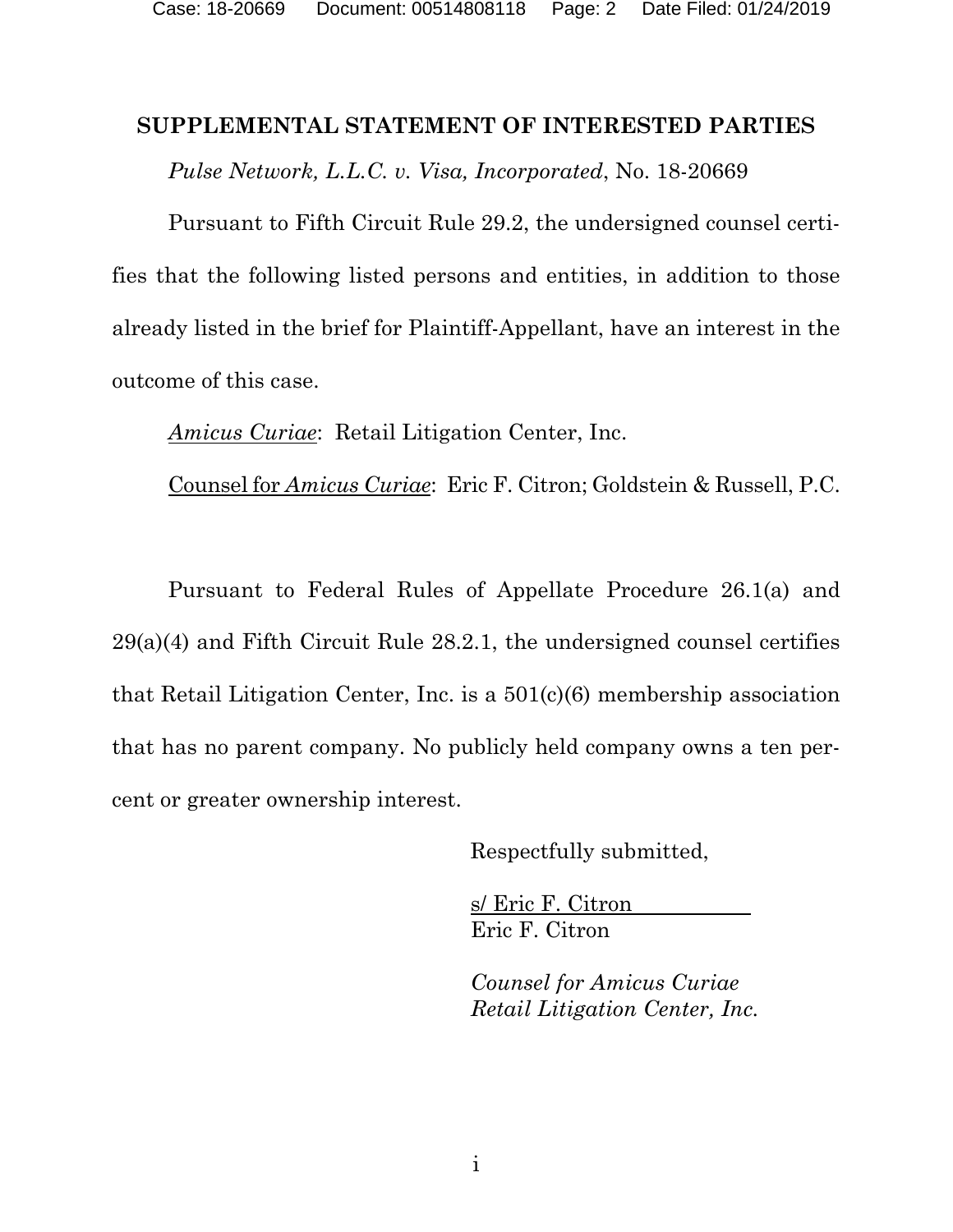## SUPPLEMENTAL STATEMENT OF INTERESTED PARTIES

*Pulse Network, L.L.C. v. Visa, Incorporated*, No. 18-20669

Pursuant to Fifth Circuit Rule 29.2, the undersigned counsel certifies that the following listed persons and entities, in addition to those already listed in the brief for Plaintiff-Appellant, have an interest in the outcome of this case.

*Amicus Curiae*: Retail Litigation Center, Inc.

Counsel for *Amicus Curiae*: Eric F. Citron; Goldstein & Russell, P.C.

Pursuant to Federal Rules of Appellate Procedure 26.1(a) and 29(a)(4) and Fifth Circuit Rule 28.2.1, the undersigned counsel certifies that Retail Litigation Center, Inc. is a 501(c)(6) membership association that has no parent company. No publicly held company owns a ten percent or greater ownership interest.

Respectfully submitted,

s/ Eric F. Citron
Eric F. Citron

*Counsel for Amicus Curiae*
*Retail Litigation Center, Inc.*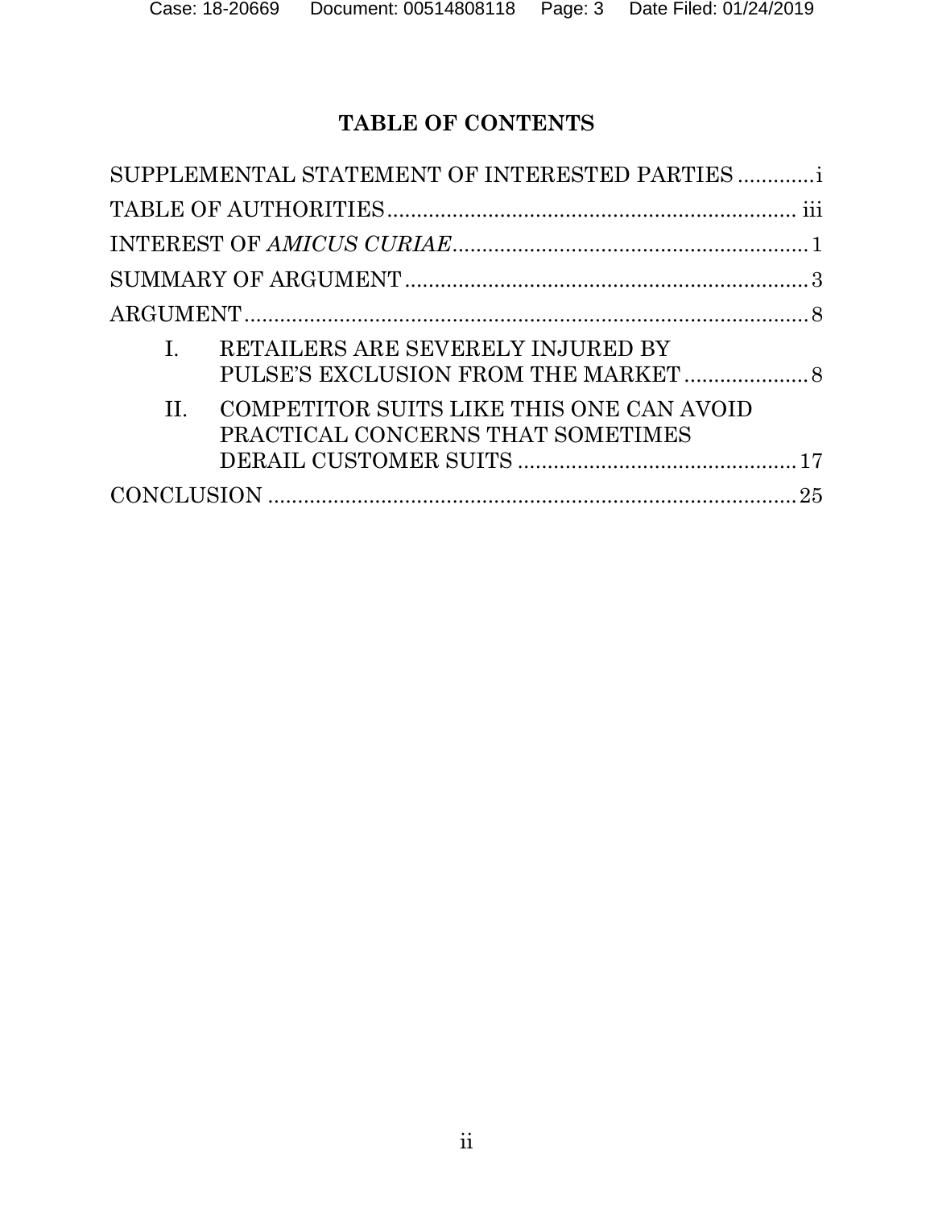# TABLE OF CONTENTS

SUPPLEMENTAL STATEMENT OF INTERESTED PARTIES ............. i

TABLE OF AUTHORITIES ..................................................................... iii

INTEREST OF *AMICUS CURIAE* ............................................................ 1

SUMMARY OF ARGUMENT .................................................................... 3

ARGUMENT ................................................................................................ 8

I. RETAILERS ARE SEVERELY INJURED BY PULSE'S EXCLUSION FROM THE MARKET ..................... 8

II. COMPETITOR SUITS LIKE THIS ONE CAN AVOID PRACTICAL CONCERNS THAT SOMETIMES DERAIL CUSTOMER SUITS ............................................... 17

CONCLUSION .......................................................................................... 25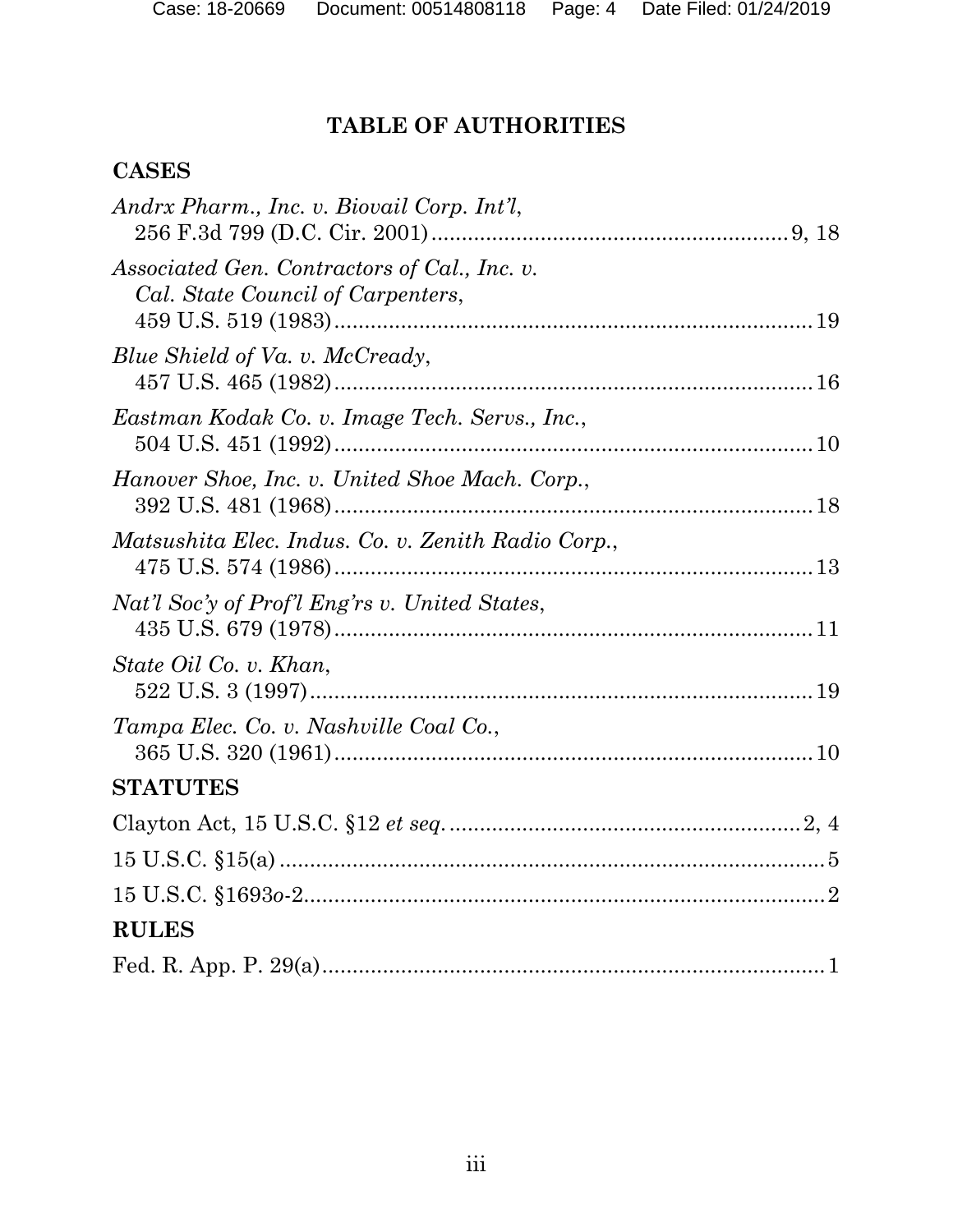## TABLE OF AUTHORITIES

### CASES

*Andrx Pharm., Inc. v. Biovail Corp. Int'l*,
256 F.3d 799 (D.C. Cir. 2001) .......... 9, 18

*Associated Gen. Contractors of Cal., Inc. v. Cal. State Council of Carpenters*,
459 U.S. 519 (1983) .......... 19

*Blue Shield of Va. v. McCready*,
457 U.S. 465 (1982) .......... 16

*Eastman Kodak Co. v. Image Tech. Servs., Inc.*,
504 U.S. 451 (1992) .......... 10

*Hanover Shoe, Inc. v. United Shoe Mach. Corp.*,
392 U.S. 481 (1968) .......... 18

*Matsushita Elec. Indus. Co. v. Zenith Radio Corp.*,
475 U.S. 574 (1986) .......... 13

*Nat'l Soc'y of Prof'l Eng'rs v. United States*,
435 U.S. 679 (1978) .......... 11

*State Oil Co. v. Khan*,
522 U.S. 3 (1997) .......... 19

*Tampa Elec. Co. v. Nashville Coal Co.*,
365 U.S. 320 (1961) .......... 10

### STATUTES

Clayton Act, 15 U.S.C. §12 *et seq.* .......... 2, 4

15 U.S.C. §15(a) .......... 5

15 U.S.C. §1693*o*-2 .......... 2

### RULES

Fed. R. App. P. 29(a) .......... 1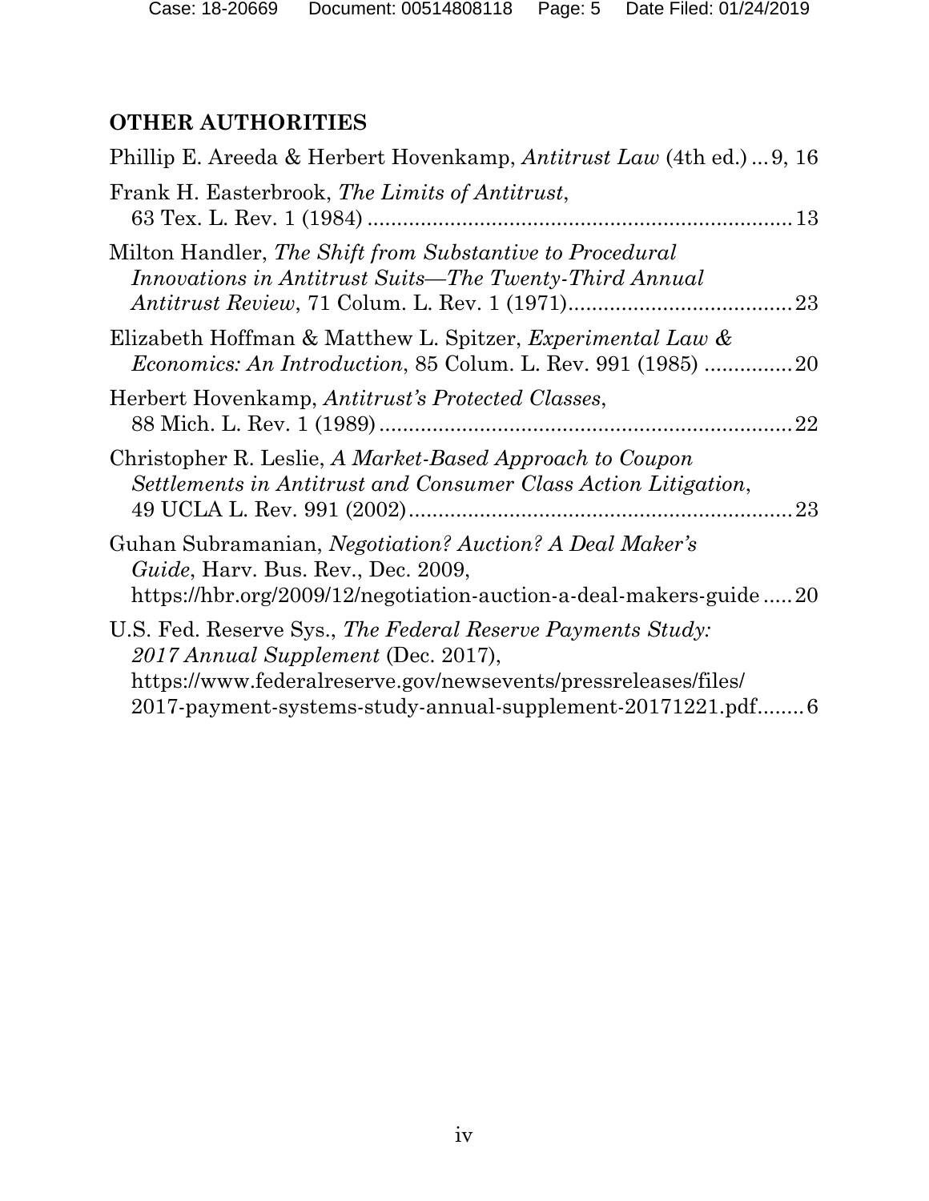## OTHER AUTHORITIES

Phillip E. Areeda & Herbert Hovenkamp, *Antitrust Law* (4th ed.) ... 9, 16

Frank H. Easterbrook, *The Limits of Antitrust*, 63 Tex. L. Rev. 1 (1984) ........................................................................ 13

Milton Handler, *The Shift from Substantive to Procedural Innovations in Antitrust Suits—The Twenty-Third Annual Antitrust Review*, 71 Colum. L. Rev. 1 (1971)...................................... 23

Elizabeth Hoffman & Matthew L. Spitzer, *Experimental Law & Economics: An Introduction*, 85 Colum. L. Rev. 991 (1985) ............... 20

Herbert Hovenkamp, *Antitrust's Protected Classes*, 88 Mich. L. Rev. 1 (1989) ...................................................................... 22

Christopher R. Leslie, *A Market-Based Approach to Coupon Settlements in Antitrust and Consumer Class Action Litigation*, 49 UCLA L. Rev. 991 (2002) ................................................................. 23

Guhan Subramanian, *Negotiation? Auction? A Deal Maker's Guide*, Harv. Bus. Rev., Dec. 2009, https://hbr.org/2009/12/negotiation-auction-a-deal-makers-guide ..... 20

U.S. Fed. Reserve Sys., *The Federal Reserve Payments Study: 2017 Annual Supplement* (Dec. 2017), https://www.federalreserve.gov/newsevents/pressreleases/files/2017-payment-systems-study-annual-supplement-20171221.pdf........ 6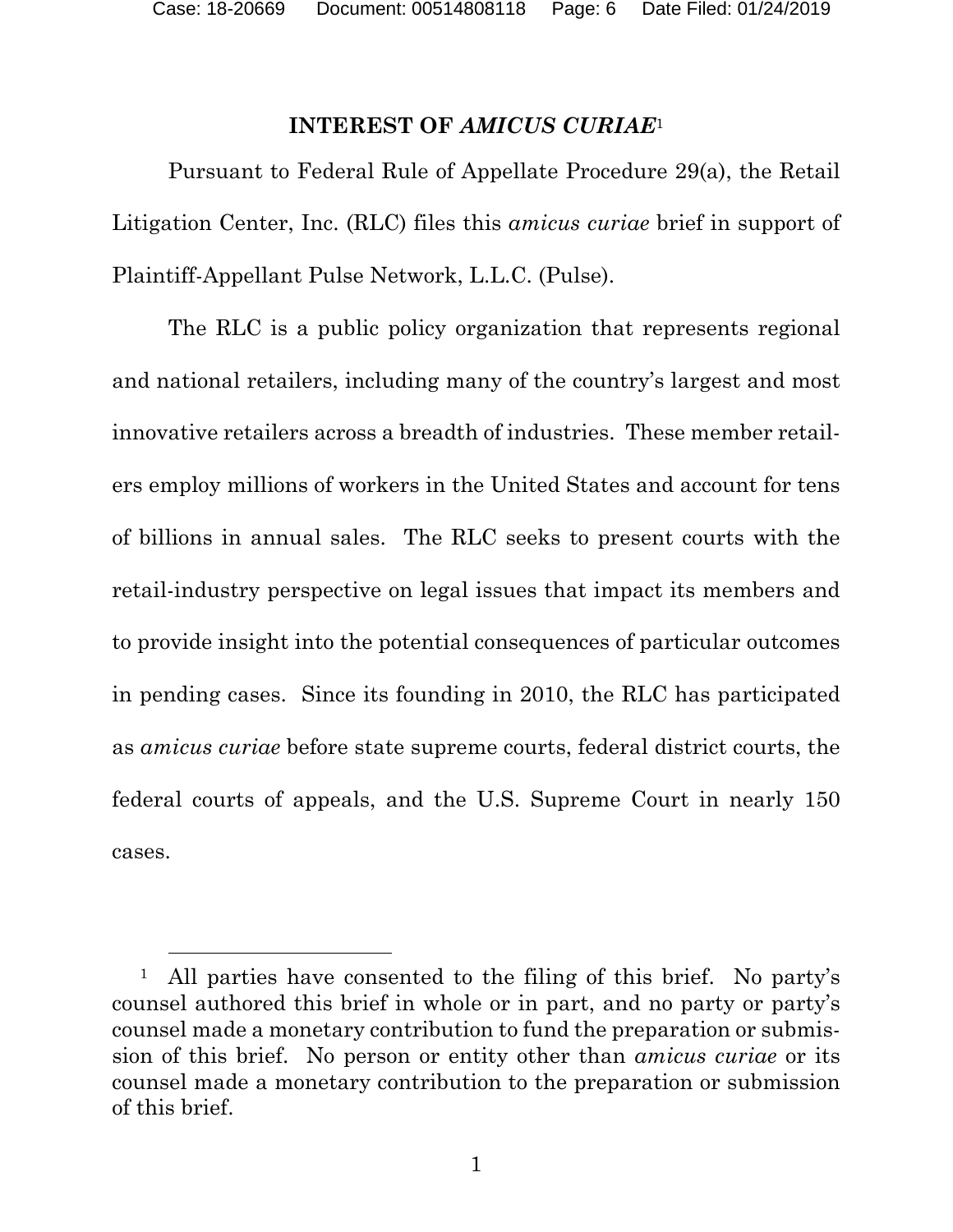## INTEREST OF *AMICUS CURIAE*[1]

Pursuant to Federal Rule of Appellate Procedure 29(a), the Retail Litigation Center, Inc. (RLC) files this *amicus curiae* brief in support of Plaintiff-Appellant Pulse Network, L.L.C. (Pulse).

The RLC is a public policy organization that represents regional and national retailers, including many of the country's largest and most innovative retailers across a breadth of industries. These member retailers employ millions of workers in the United States and account for tens of billions in annual sales. The RLC seeks to present courts with the retail-industry perspective on legal issues that impact its members and to provide insight into the potential consequences of particular outcomes in pending cases. Since its founding in 2010, the RLC has participated as *amicus curiae* before state supreme courts, federal district courts, the federal courts of appeals, and the U.S. Supreme Court in nearly 150 cases.

---

[1] All parties have consented to the filing of this brief. No party's counsel authored this brief in whole or in part, and no party or party's counsel made a monetary contribution to fund the preparation or submission of this brief. No person or entity other than *amicus curiae* or its counsel made a monetary contribution to the preparation or submission of this brief.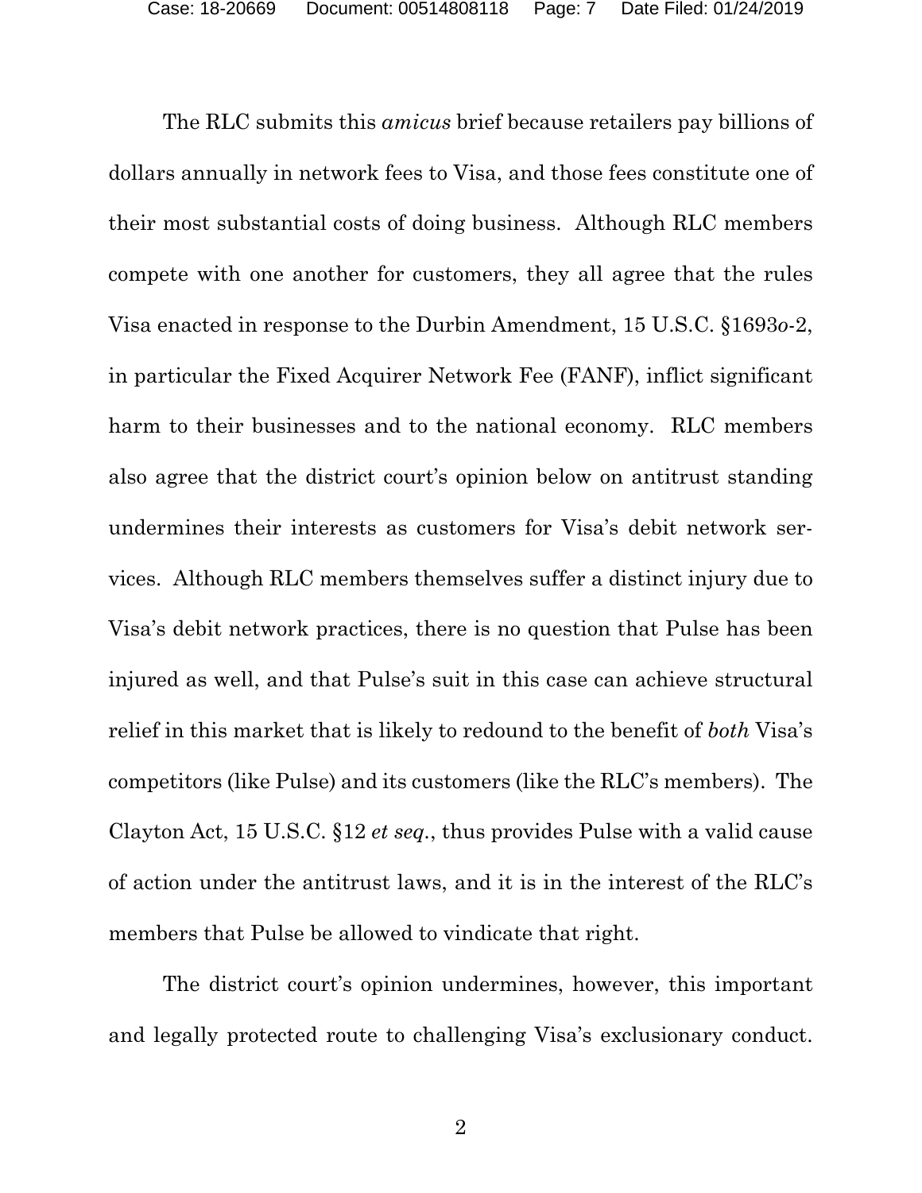The RLC submits this *amicus* brief because retailers pay billions of dollars annually in network fees to Visa, and those fees constitute one of their most substantial costs of doing business. Although RLC members compete with one another for customers, they all agree that the rules Visa enacted in response to the Durbin Amendment, 15 U.S.C. §1693*o*-2, in particular the Fixed Acquirer Network Fee (FANF), inflict significant harm to their businesses and to the national economy. RLC members also agree that the district court's opinion below on antitrust standing undermines their interests as customers for Visa's debit network services. Although RLC members themselves suffer a distinct injury due to Visa's debit network practices, there is no question that Pulse has been injured as well, and that Pulse's suit in this case can achieve structural relief in this market that is likely to redound to the benefit of *both* Visa's competitors (like Pulse) and its customers (like the RLC's members). The Clayton Act, 15 U.S.C. §12 *et seq.*, thus provides Pulse with a valid cause of action under the antitrust laws, and it is in the interest of the RLC's members that Pulse be allowed to vindicate that right.

The district court's opinion undermines, however, this important and legally protected route to challenging Visa's exclusionary conduct.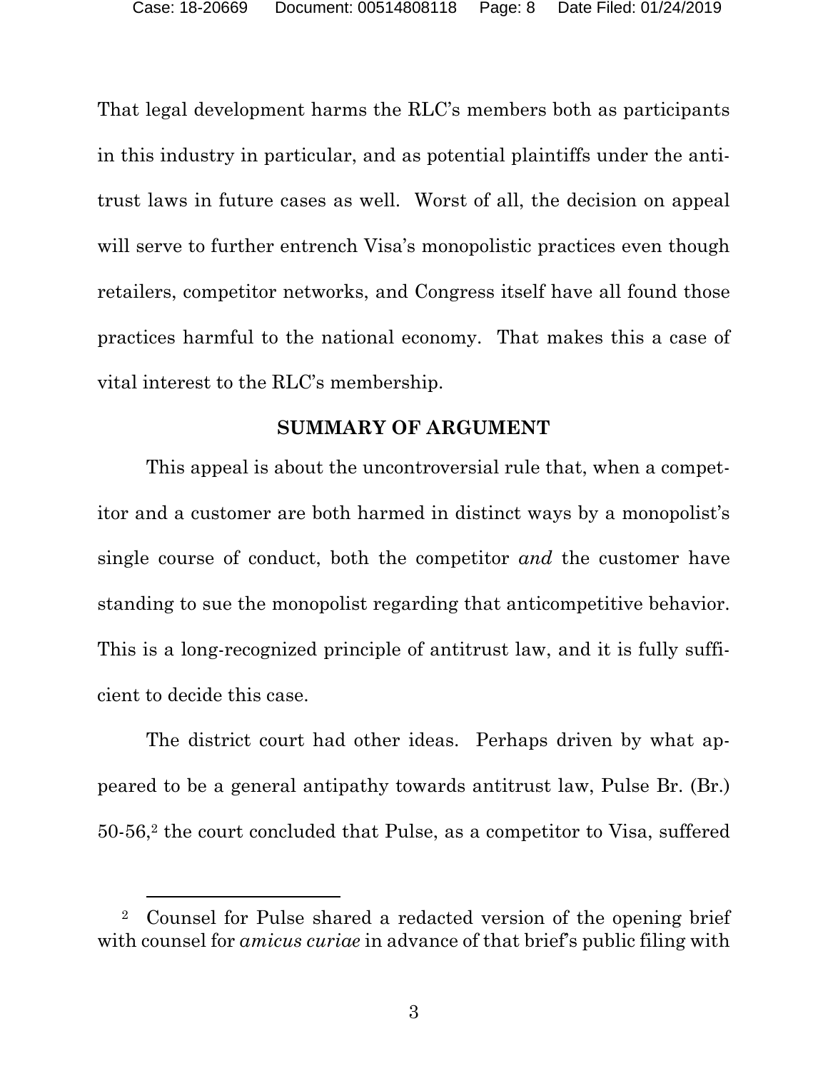That legal development harms the RLC's members both as participants in this industry in particular, and as potential plaintiffs under the antitrust laws in future cases as well. Worst of all, the decision on appeal will serve to further entrench Visa's monopolistic practices even though retailers, competitor networks, and Congress itself have all found those practices harmful to the national economy. That makes this a case of vital interest to the RLC's membership.

## SUMMARY OF ARGUMENT

This appeal is about the uncontroversial rule that, when a competitor and a customer are both harmed in distinct ways by a monopolist's single course of conduct, both the competitor *and* the customer have standing to sue the monopolist regarding that anticompetitive behavior. This is a long-recognized principle of antitrust law, and it is fully sufficient to decide this case.

The district court had other ideas. Perhaps driven by what appeared to be a general antipathy towards antitrust law, Pulse Br. (Br.) 50-56,[2] the court concluded that Pulse, as a competitor to Visa, suffered

[2] Counsel for Pulse shared a redacted version of the opening brief with counsel for *amicus curiae* in advance of that brief's public filing with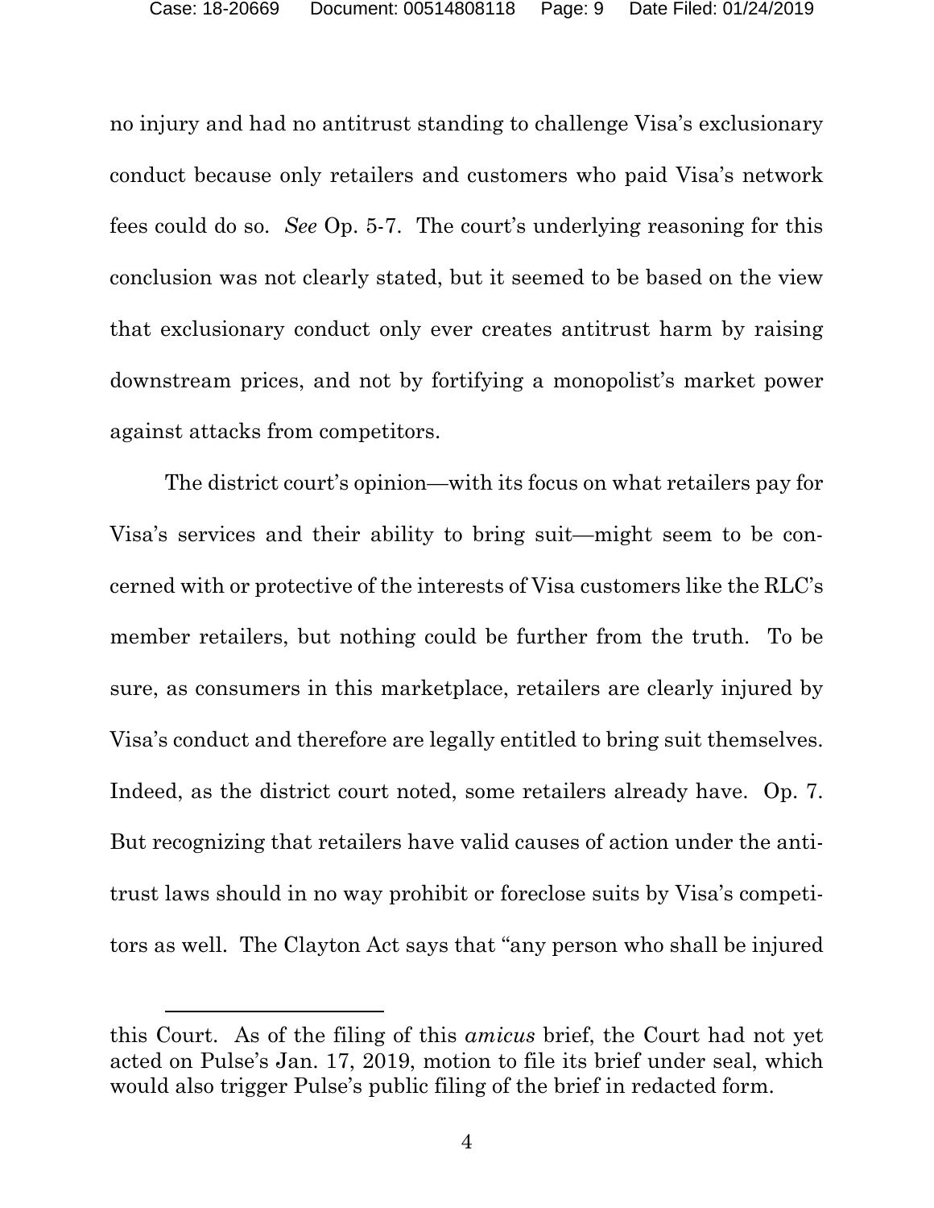no injury and had no antitrust standing to challenge Visa's exclusionary conduct because only retailers and customers who paid Visa's network fees could do so. *See* Op. 5-7. The court's underlying reasoning for this conclusion was not clearly stated, but it seemed to be based on the view that exclusionary conduct only ever creates antitrust harm by raising downstream prices, and not by fortifying a monopolist's market power against attacks from competitors.

The district court's opinion—with its focus on what retailers pay for Visa's services and their ability to bring suit—might seem to be concerned with or protective of the interests of Visa customers like the RLC's member retailers, but nothing could be further from the truth. To be sure, as consumers in this marketplace, retailers are clearly injured by Visa's conduct and therefore are legally entitled to bring suit themselves. Indeed, as the district court noted, some retailers already have. Op. 7. But recognizing that retailers have valid causes of action under the antitrust laws should in no way prohibit or foreclose suits by Visa's competitors as well. The Clayton Act says that "any person who shall be injured

---

this Court. As of the filing of this *amicus* brief, the Court had not yet acted on Pulse's Jan. 17, 2019, motion to file its brief under seal, which would also trigger Pulse's public filing of the brief in redacted form.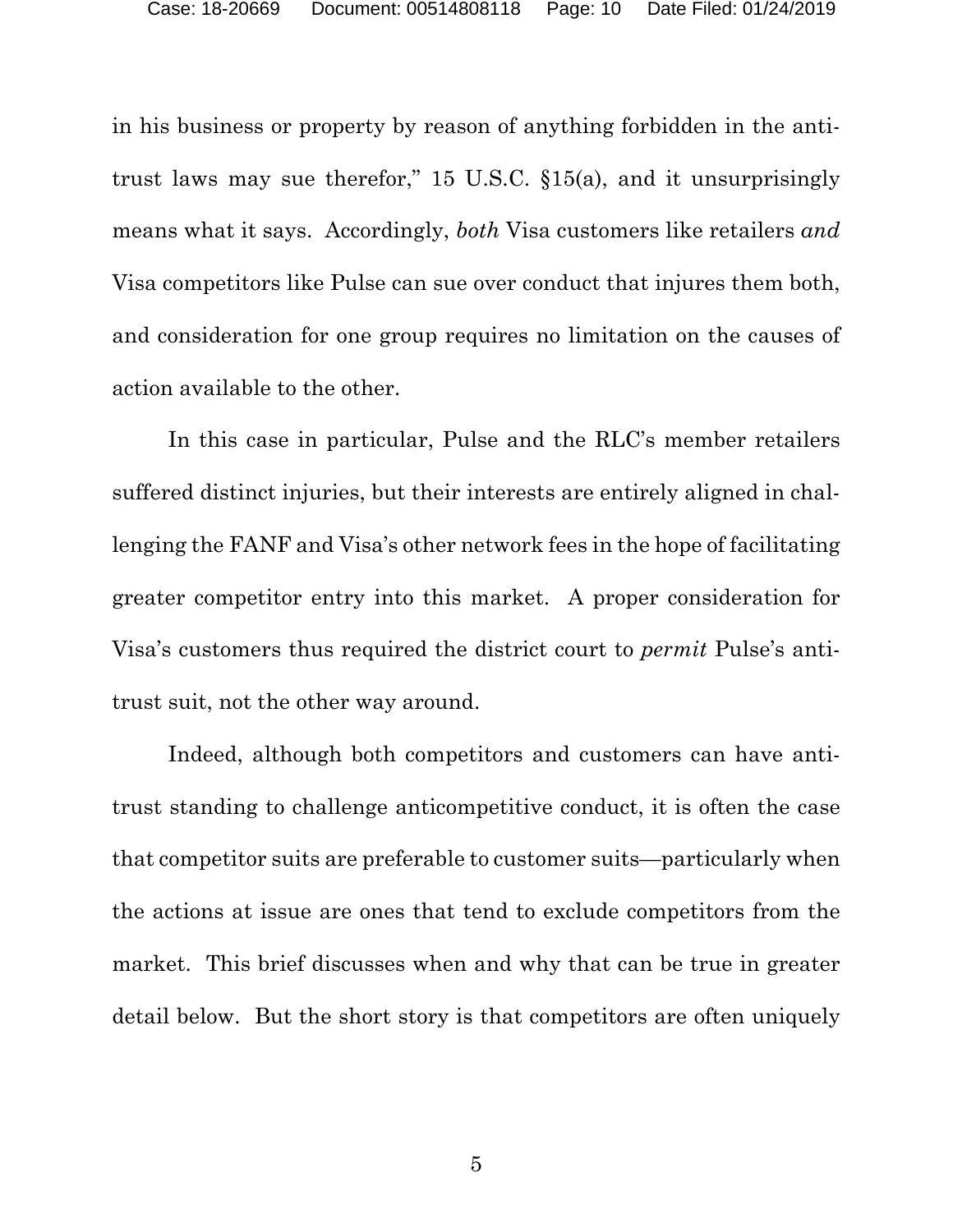in his business or property by reason of anything forbidden in the antitrust laws may sue therefor," 15 U.S.C. §15(a), and it unsurprisingly means what it says. Accordingly, *both* Visa customers like retailers *and* Visa competitors like Pulse can sue over conduct that injures them both, and consideration for one group requires no limitation on the causes of action available to the other.

In this case in particular, Pulse and the RLC's member retailers suffered distinct injuries, but their interests are entirely aligned in challenging the FANF and Visa's other network fees in the hope of facilitating greater competitor entry into this market. A proper consideration for Visa's customers thus required the district court to *permit* Pulse's antitrust suit, not the other way around.

Indeed, although both competitors and customers can have antitrust standing to challenge anticompetitive conduct, it is often the case that competitor suits are preferable to customer suits—particularly when the actions at issue are ones that tend to exclude competitors from the market. This brief discusses when and why that can be true in greater detail below. But the short story is that competitors are often uniquely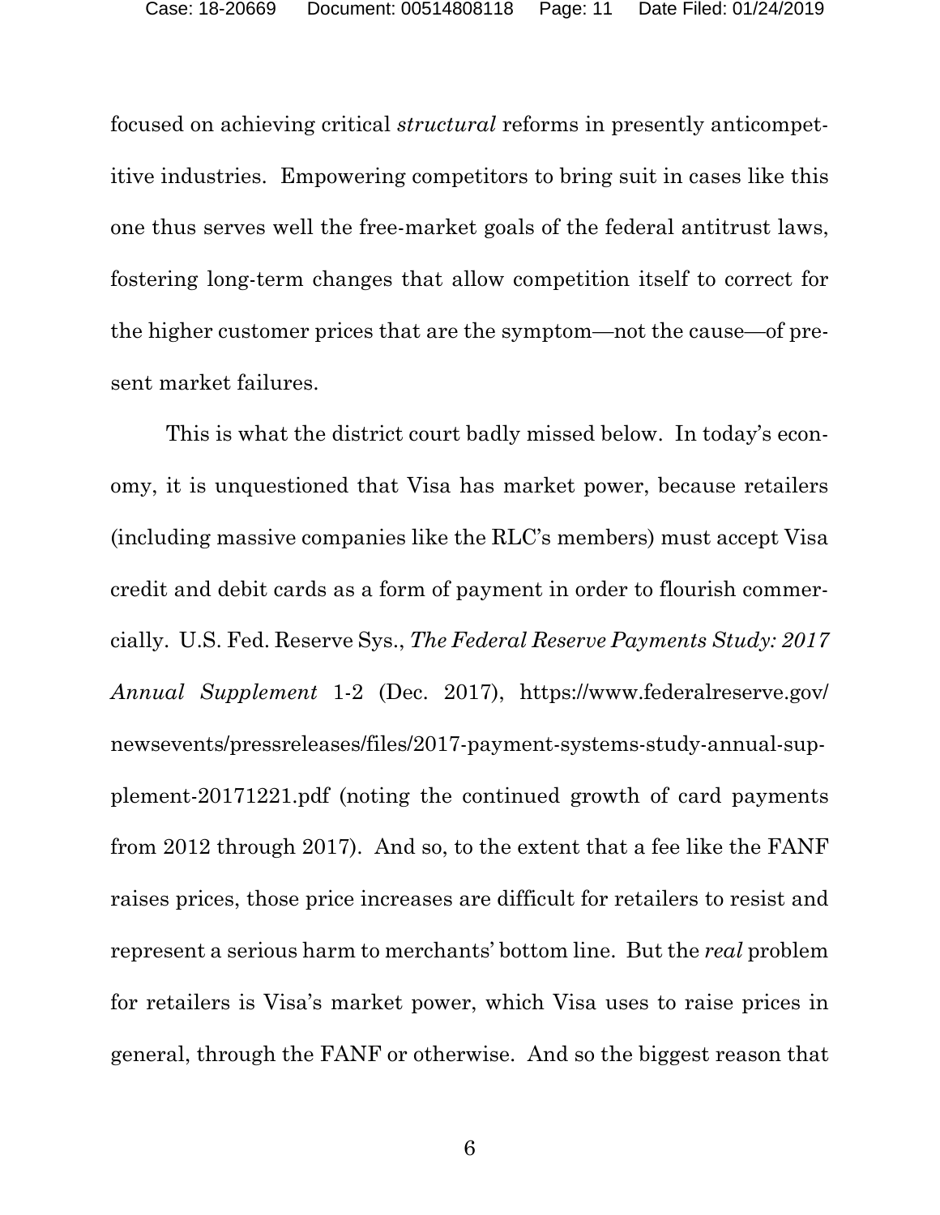focused on achieving critical *structural* reforms in presently anticompetitive industries. Empowering competitors to bring suit in cases like this one thus serves well the free-market goals of the federal antitrust laws, fostering long-term changes that allow competition itself to correct for the higher customer prices that are the symptom—not the cause—of present market failures.

This is what the district court badly missed below. In today's economy, it is unquestioned that Visa has market power, because retailers (including massive companies like the RLC's members) must accept Visa credit and debit cards as a form of payment in order to flourish commercially. U.S. Fed. Reserve Sys., *The Federal Reserve Payments Study: 2017 Annual Supplement* 1-2 (Dec. 2017), https://www.federalreserve.gov/newsevents/pressreleases/files/2017-payment-systems-study-annual-supplement-20171221.pdf (noting the continued growth of card payments from 2012 through 2017). And so, to the extent that a fee like the FANF raises prices, those price increases are difficult for retailers to resist and represent a serious harm to merchants' bottom line. But the *real* problem for retailers is Visa's market power, which Visa uses to raise prices in general, through the FANF or otherwise. And so the biggest reason that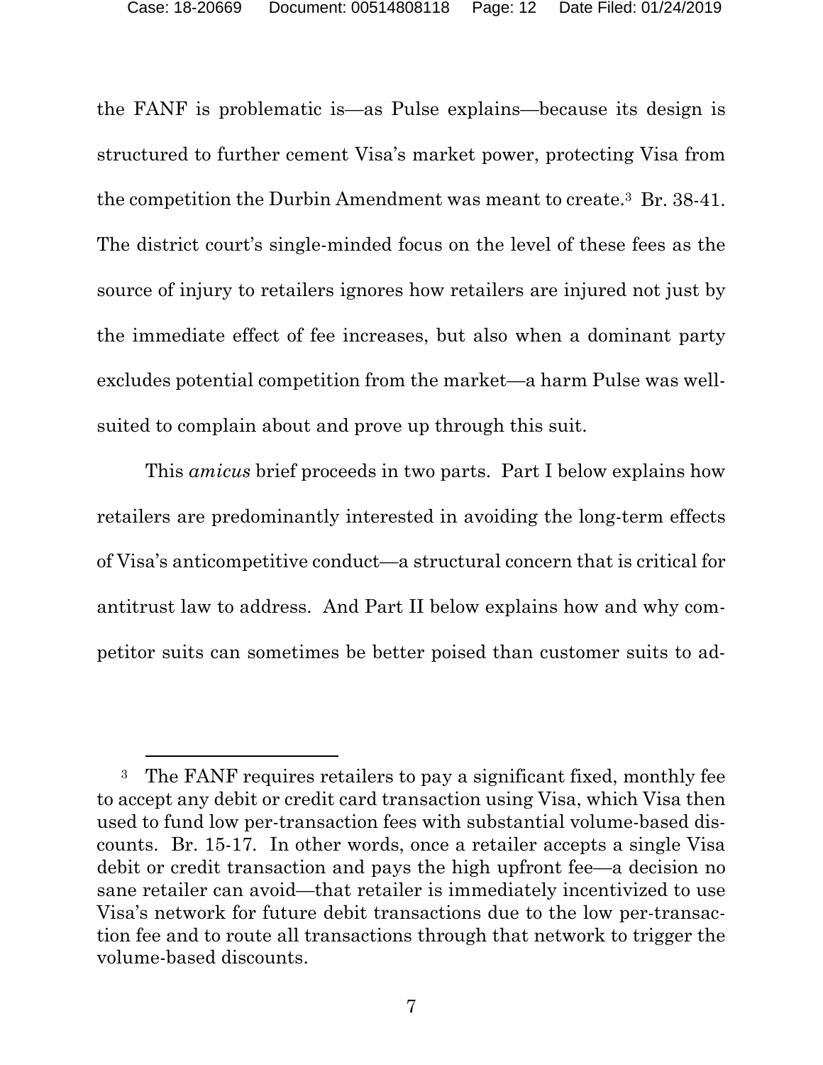the FANF is problematic is—as Pulse explains—because its design is structured to further cement Visa's market power, protecting Visa from the competition the Durbin Amendment was meant to create.[3] Br. 38-41. The district court's single-minded focus on the level of these fees as the source of injury to retailers ignores how retailers are injured not just by the immediate effect of fee increases, but also when a dominant party excludes potential competition from the market—a harm Pulse was well-suited to complain about and prove up through this suit.

This *amicus* brief proceeds in two parts. Part I below explains how retailers are predominantly interested in avoiding the long-term effects of Visa's anticompetitive conduct—a structural concern that is critical for antitrust law to address. And Part II below explains how and why competitor suits can sometimes be better poised than customer suits to ad-

---

[3] The FANF requires retailers to pay a significant fixed, monthly fee to accept any debit or credit card transaction using Visa, which Visa then used to fund low per-transaction fees with substantial volume-based discounts. Br. 15-17. In other words, once a retailer accepts a single Visa debit or credit transaction and pays the high upfront fee—a decision no sane retailer can avoid—that retailer is immediately incentivized to use Visa's network for future debit transactions due to the low per-transaction fee and to route all transactions through that network to trigger the volume-based discounts.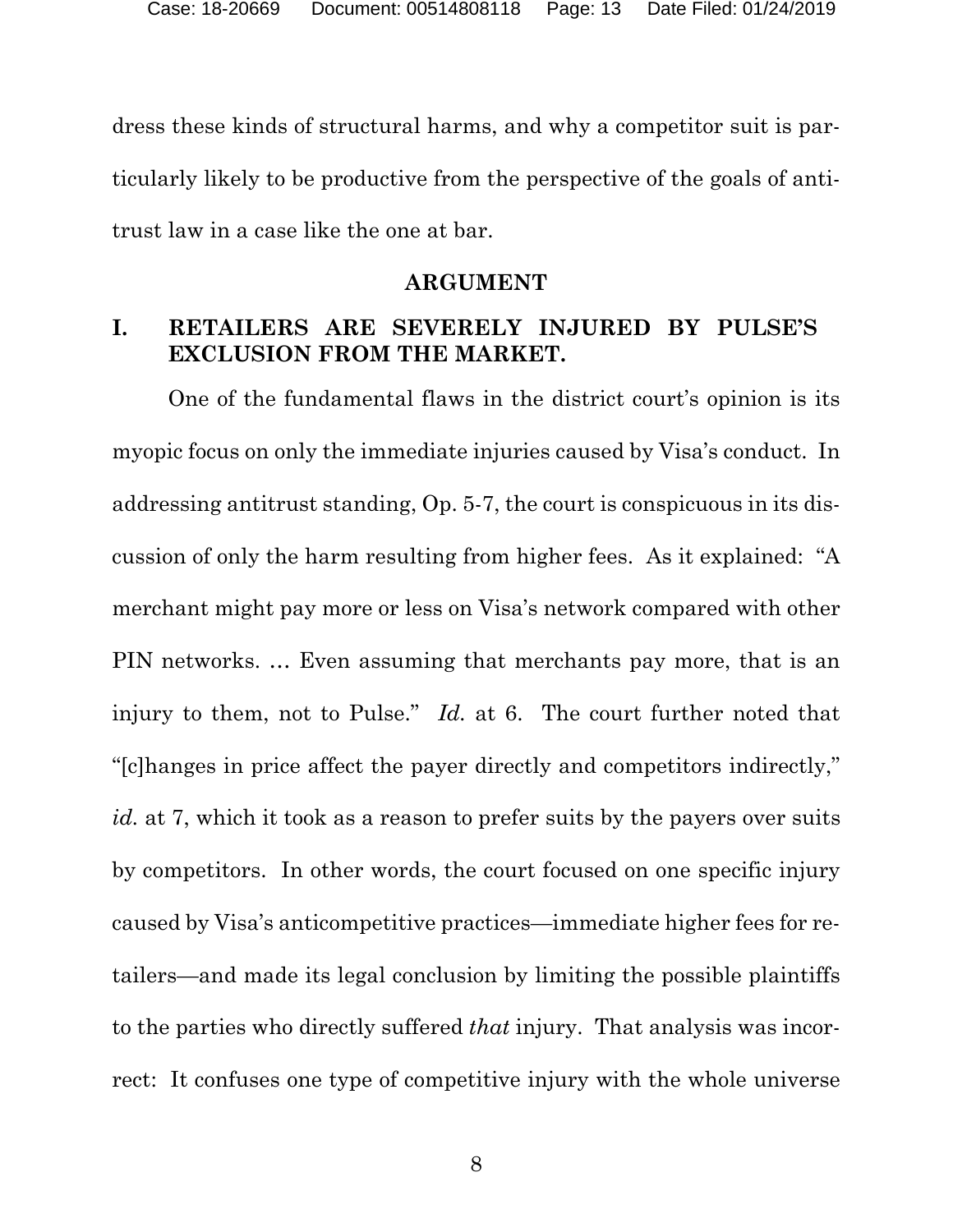dress these kinds of structural harms, and why a competitor suit is particularly likely to be productive from the perspective of the goals of antitrust law in a case like the one at bar.

## ARGUMENT

### I. RETAILERS ARE SEVERELY INJURED BY PULSE'S EXCLUSION FROM THE MARKET.

One of the fundamental flaws in the district court's opinion is its myopic focus on only the immediate injuries caused by Visa's conduct. In addressing antitrust standing, Op. 5-7, the court is conspicuous in its discussion of only the harm resulting from higher fees. As it explained: "A merchant might pay more or less on Visa's network compared with other PIN networks. … Even assuming that merchants pay more, that is an injury to them, not to Pulse." *Id.* at 6. The court further noted that "[c]hanges in price affect the payer directly and competitors indirectly," *id.* at 7, which it took as a reason to prefer suits by the payers over suits by competitors. In other words, the court focused on one specific injury caused by Visa's anticompetitive practices—immediate higher fees for retailers—and made its legal conclusion by limiting the possible plaintiffs to the parties who directly suffered *that* injury. That analysis was incorrect: It confuses one type of competitive injury with the whole universe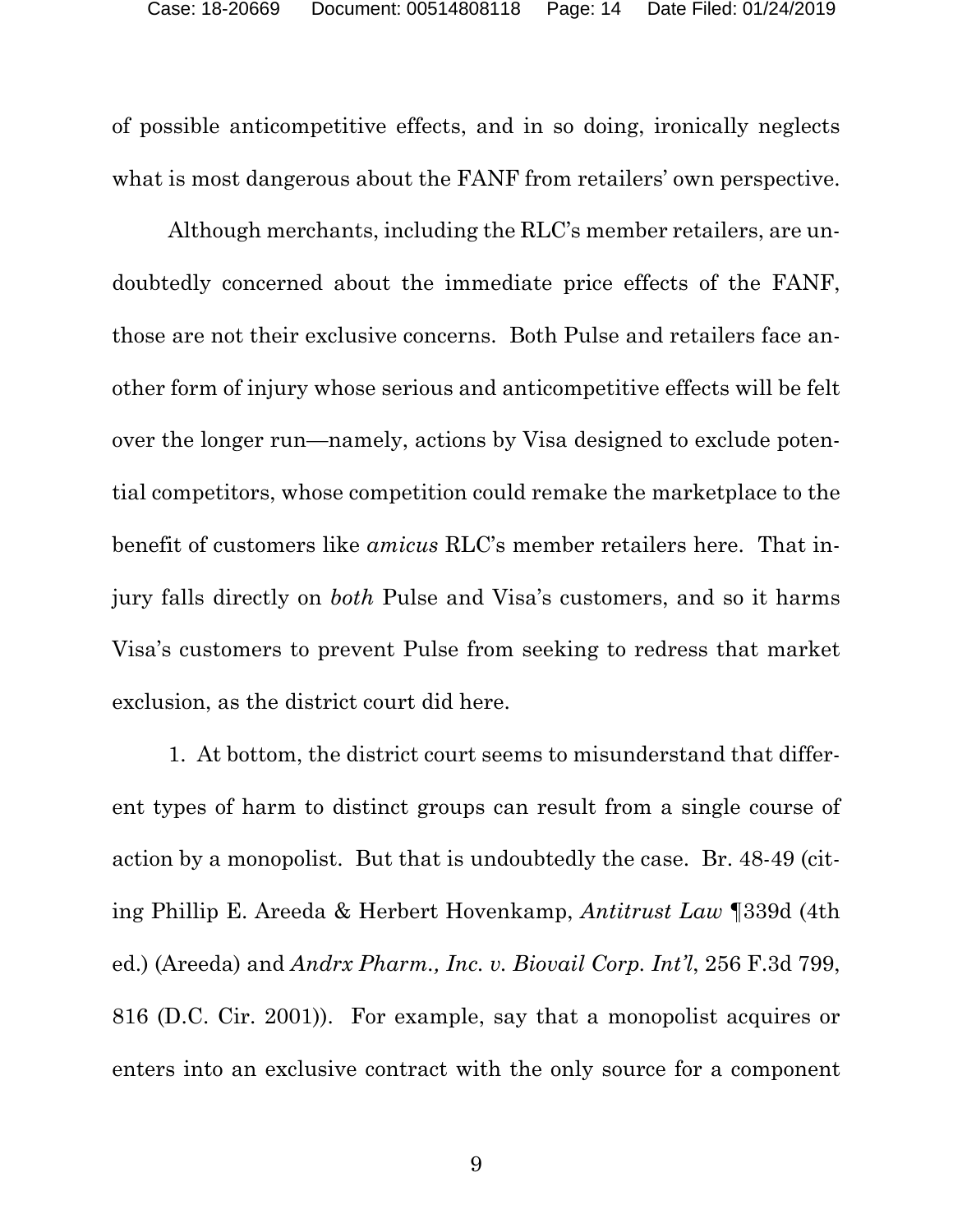of possible anticompetitive effects, and in so doing, ironically neglects what is most dangerous about the FANF from retailers' own perspective.

Although merchants, including the RLC's member retailers, are undoubtedly concerned about the immediate price effects of the FANF, those are not their exclusive concerns. Both Pulse and retailers face another form of injury whose serious and anticompetitive effects will be felt over the longer run—namely, actions by Visa designed to exclude potential competitors, whose competition could remake the marketplace to the benefit of customers like *amicus* RLC's member retailers here. That injury falls directly on *both* Pulse and Visa's customers, and so it harms Visa's customers to prevent Pulse from seeking to redress that market exclusion, as the district court did here.

1. At bottom, the district court seems to misunderstand that different types of harm to distinct groups can result from a single course of action by a monopolist. But that is undoubtedly the case. Br. 48-49 (citing Phillip E. Areeda & Herbert Hovenkamp, *Antitrust Law* ¶339d (4th ed.) (Areeda) and *Andrx Pharm., Inc. v. Biovail Corp. Int'l*, 256 F.3d 799, 816 (D.C. Cir. 2001)). For example, say that a monopolist acquires or enters into an exclusive contract with the only source for a component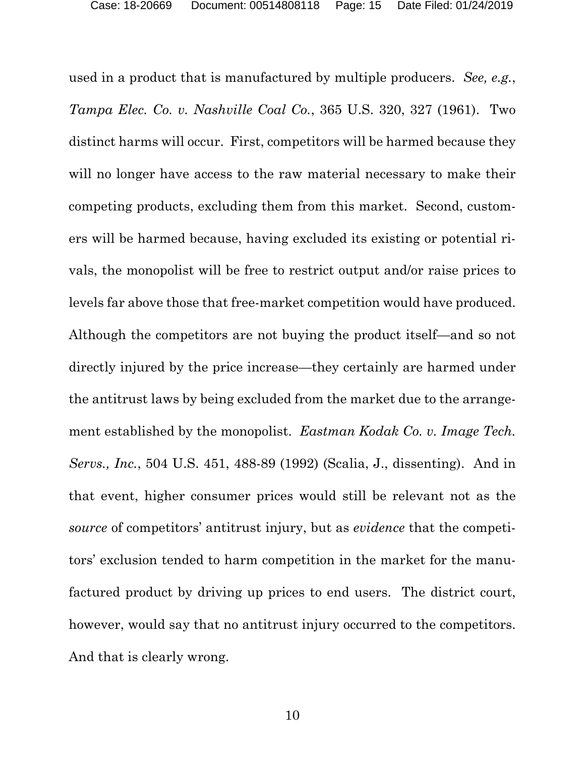used in a product that is manufactured by multiple producers. *See, e.g.*, *Tampa Elec. Co. v. Nashville Coal Co.*, 365 U.S. 320, 327 (1961). Two distinct harms will occur. First, competitors will be harmed because they will no longer have access to the raw material necessary to make their competing products, excluding them from this market. Second, customers will be harmed because, having excluded its existing or potential rivals, the monopolist will be free to restrict output and/or raise prices to levels far above those that free-market competition would have produced. Although the competitors are not buying the product itself—and so not directly injured by the price increase—they certainly are harmed under the antitrust laws by being excluded from the market due to the arrangement established by the monopolist. *Eastman Kodak Co. v. Image Tech. Servs., Inc.*, 504 U.S. 451, 488-89 (1992) (Scalia, J., dissenting). And in that event, higher consumer prices would still be relevant not as the *source* of competitors' antitrust injury, but as *evidence* that the competitors' exclusion tended to harm competition in the market for the manufactured product by driving up prices to end users. The district court, however, would say that no antitrust injury occurred to the competitors. And that is clearly wrong.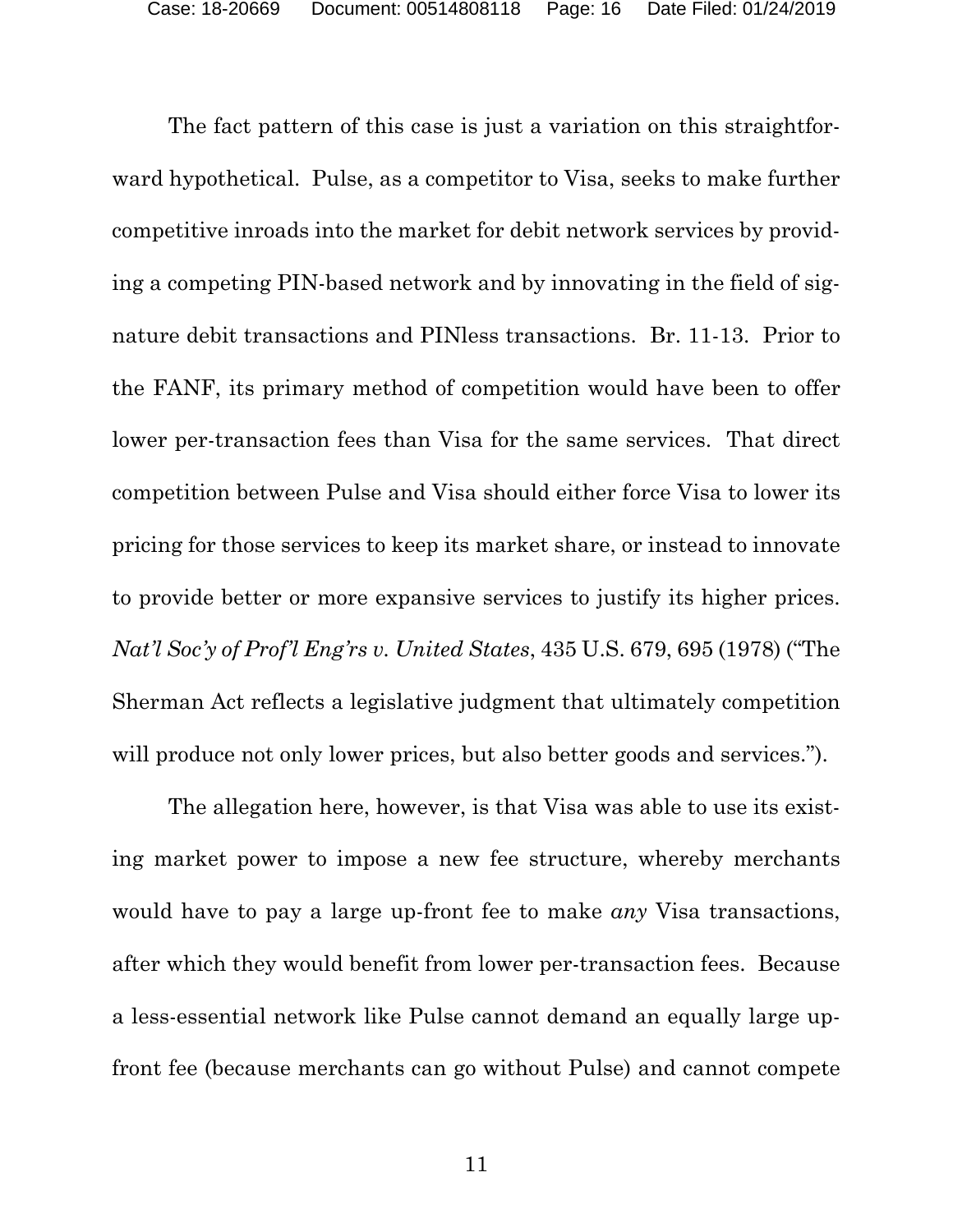The fact pattern of this case is just a variation on this straightforward hypothetical. Pulse, as a competitor to Visa, seeks to make further competitive inroads into the market for debit network services by providing a competing PIN-based network and by innovating in the field of signature debit transactions and PINless transactions. Br. 11-13. Prior to the FANF, its primary method of competition would have been to offer lower per-transaction fees than Visa for the same services. That direct competition between Pulse and Visa should either force Visa to lower its pricing for those services to keep its market share, or instead to innovate to provide better or more expansive services to justify its higher prices. *Nat'l Soc'y of Prof'l Eng'rs v. United States*, 435 U.S. 679, 695 (1978) ("The Sherman Act reflects a legislative judgment that ultimately competition will produce not only lower prices, but also better goods and services.").

The allegation here, however, is that Visa was able to use its existing market power to impose a new fee structure, whereby merchants would have to pay a large up-front fee to make *any* Visa transactions, after which they would benefit from lower per-transaction fees. Because a less-essential network like Pulse cannot demand an equally large up-front fee (because merchants can go without Pulse) and cannot compete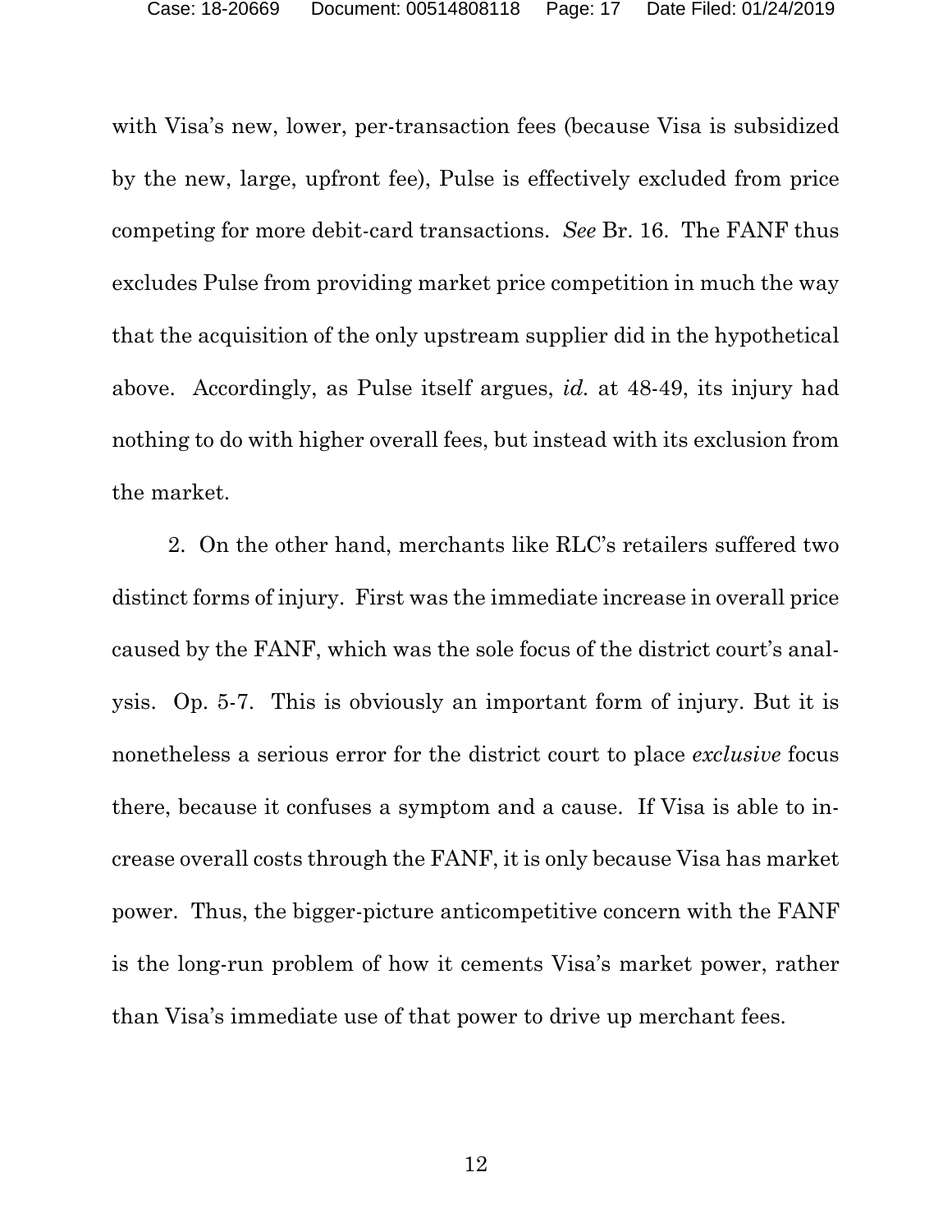with Visa's new, lower, per-transaction fees (because Visa is subsidized by the new, large, upfront fee), Pulse is effectively excluded from price competing for more debit-card transactions. *See* Br. 16. The FANF thus excludes Pulse from providing market price competition in much the way that the acquisition of the only upstream supplier did in the hypothetical above. Accordingly, as Pulse itself argues, *id.* at 48-49, its injury had nothing to do with higher overall fees, but instead with its exclusion from the market.

2. On the other hand, merchants like RLC's retailers suffered two distinct forms of injury. First was the immediate increase in overall price caused by the FANF, which was the sole focus of the district court's analysis. Op. 5-7. This is obviously an important form of injury. But it is nonetheless a serious error for the district court to place *exclusive* focus there, because it confuses a symptom and a cause. If Visa is able to increase overall costs through the FANF, it is only because Visa has market power. Thus, the bigger-picture anticompetitive concern with the FANF is the long-run problem of how it cements Visa's market power, rather than Visa's immediate use of that power to drive up merchant fees.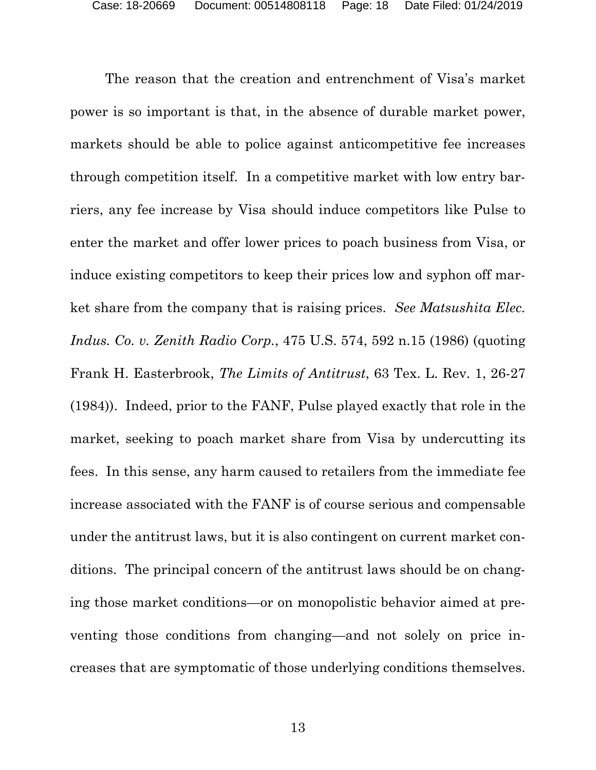The reason that the creation and entrenchment of Visa's market power is so important is that, in the absence of durable market power, markets should be able to police against anticompetitive fee increases through competition itself. In a competitive market with low entry barriers, any fee increase by Visa should induce competitors like Pulse to enter the market and offer lower prices to poach business from Visa, or induce existing competitors to keep their prices low and syphon off market share from the company that is raising prices. *See Matsushita Elec. Indus. Co. v. Zenith Radio Corp.*, 475 U.S. 574, 592 n.15 (1986) (quoting Frank H. Easterbrook, *The Limits of Antitrust*, 63 Tex. L. Rev. 1, 26-27 (1984)). Indeed, prior to the FANF, Pulse played exactly that role in the market, seeking to poach market share from Visa by undercutting its fees. In this sense, any harm caused to retailers from the immediate fee increase associated with the FANF is of course serious and compensable under the antitrust laws, but it is also contingent on current market conditions. The principal concern of the antitrust laws should be on changing those market conditions—or on monopolistic behavior aimed at preventing those conditions from changing—and not solely on price increases that are symptomatic of those underlying conditions themselves.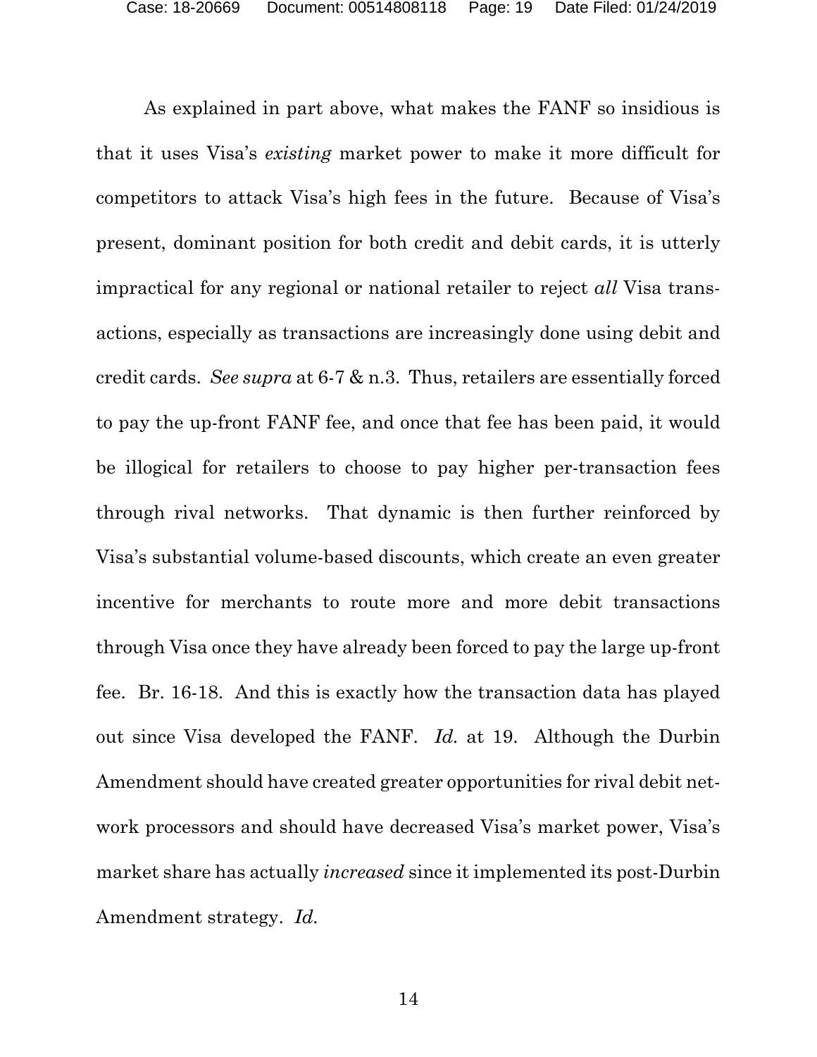As explained in part above, what makes the FANF so insidious is that it uses Visa's *existing* market power to make it more difficult for competitors to attack Visa's high fees in the future. Because of Visa's present, dominant position for both credit and debit cards, it is utterly impractical for any regional or national retailer to reject *all* Visa transactions, especially as transactions are increasingly done using debit and credit cards. *See supra* at 6-7 & n.3. Thus, retailers are essentially forced to pay the up-front FANF fee, and once that fee has been paid, it would be illogical for retailers to choose to pay higher per-transaction fees through rival networks. That dynamic is then further reinforced by Visa's substantial volume-based discounts, which create an even greater incentive for merchants to route more and more debit transactions through Visa once they have already been forced to pay the large up-front fee. Br. 16-18. And this is exactly how the transaction data has played out since Visa developed the FANF. *Id.* at 19. Although the Durbin Amendment should have created greater opportunities for rival debit network processors and should have decreased Visa's market power, Visa's market share has actually *increased* since it implemented its post-Durbin Amendment strategy. *Id.*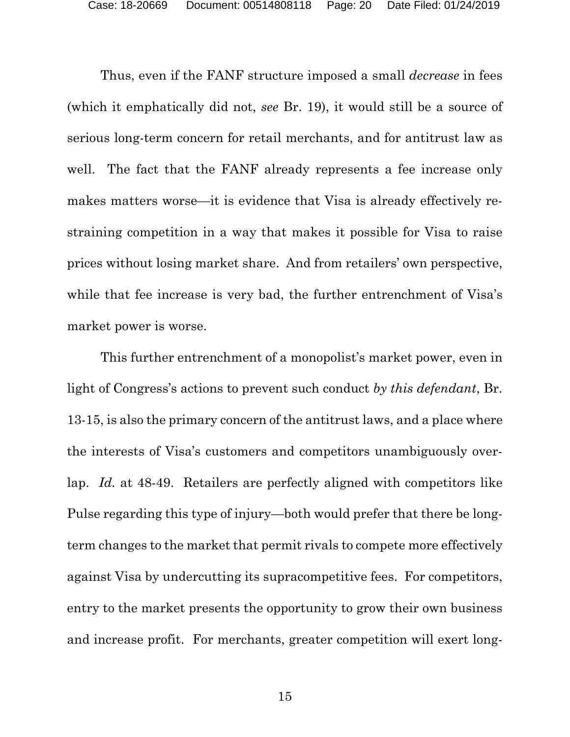Thus, even if the FANF structure imposed a small *decrease* in fees (which it emphatically did not, *see* Br. 19), it would still be a source of serious long-term concern for retail merchants, and for antitrust law as well. The fact that the FANF already represents a fee increase only makes matters worse—it is evidence that Visa is already effectively restraining competition in a way that makes it possible for Visa to raise prices without losing market share. And from retailers' own perspective, while that fee increase is very bad, the further entrenchment of Visa's market power is worse.

This further entrenchment of a monopolist's market power, even in light of Congress's actions to prevent such conduct *by this defendant*, Br. 13-15, is also the primary concern of the antitrust laws, and a place where the interests of Visa's customers and competitors unambiguously overlap. *Id.* at 48-49. Retailers are perfectly aligned with competitors like Pulse regarding this type of injury—both would prefer that there be long-term changes to the market that permit rivals to compete more effectively against Visa by undercutting its supracompetitive fees. For competitors, entry to the market presents the opportunity to grow their own business and increase profit. For merchants, greater competition will exert long-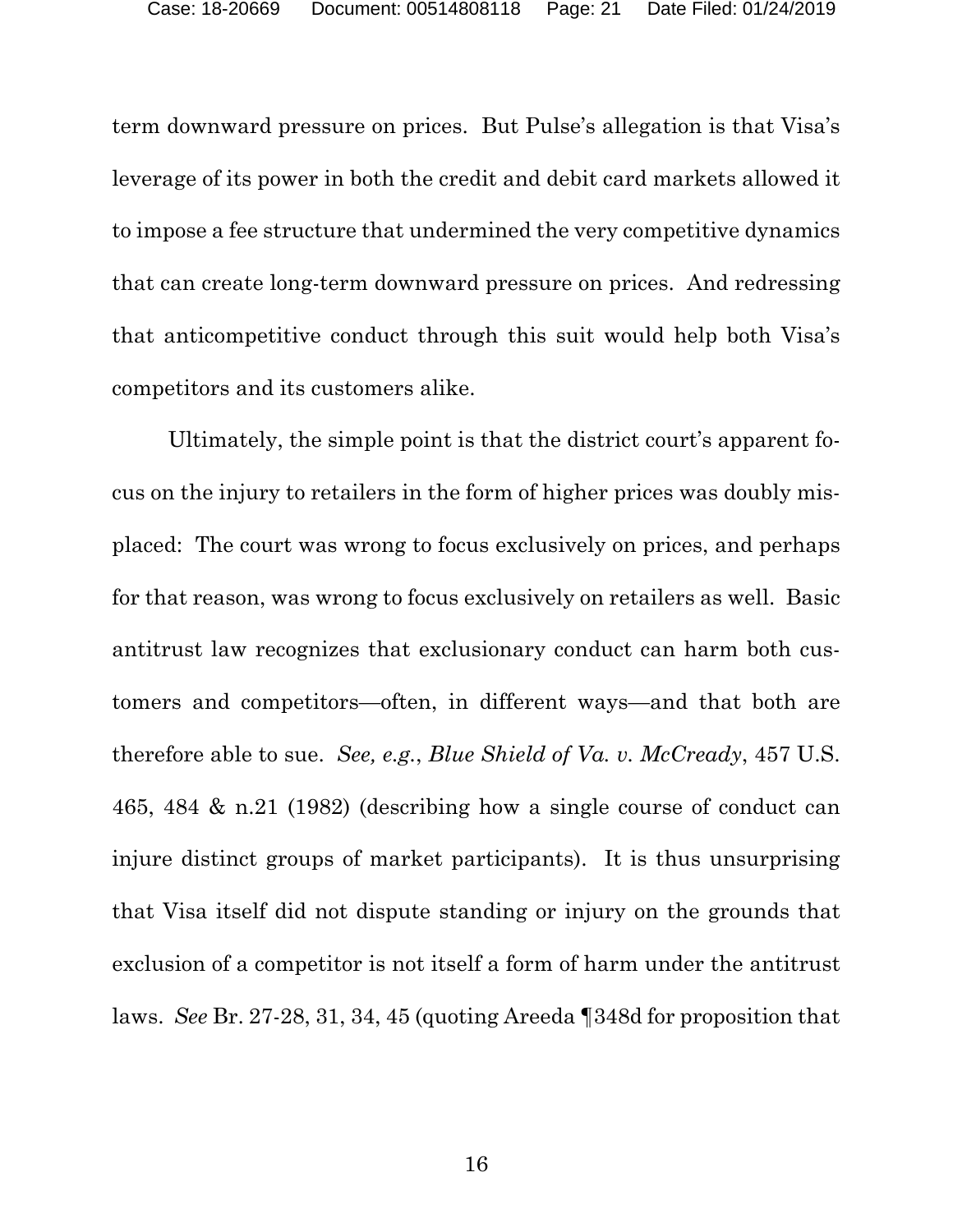term downward pressure on prices. But Pulse's allegation is that Visa's leverage of its power in both the credit and debit card markets allowed it to impose a fee structure that undermined the very competitive dynamics that can create long-term downward pressure on prices. And redressing that anticompetitive conduct through this suit would help both Visa's competitors and its customers alike.

Ultimately, the simple point is that the district court's apparent focus on the injury to retailers in the form of higher prices was doubly misplaced: The court was wrong to focus exclusively on prices, and perhaps for that reason, was wrong to focus exclusively on retailers as well. Basic antitrust law recognizes that exclusionary conduct can harm both customers and competitors—often, in different ways—and that both are therefore able to sue. *See, e.g.*, *Blue Shield of Va. v. McCready*, 457 U.S. 465, 484 & n.21 (1982) (describing how a single course of conduct can injure distinct groups of market participants). It is thus unsurprising that Visa itself did not dispute standing or injury on the grounds that exclusion of a competitor is not itself a form of harm under the antitrust laws. *See* Br. 27-28, 31, 34, 45 (quoting Areeda ¶348d for proposition that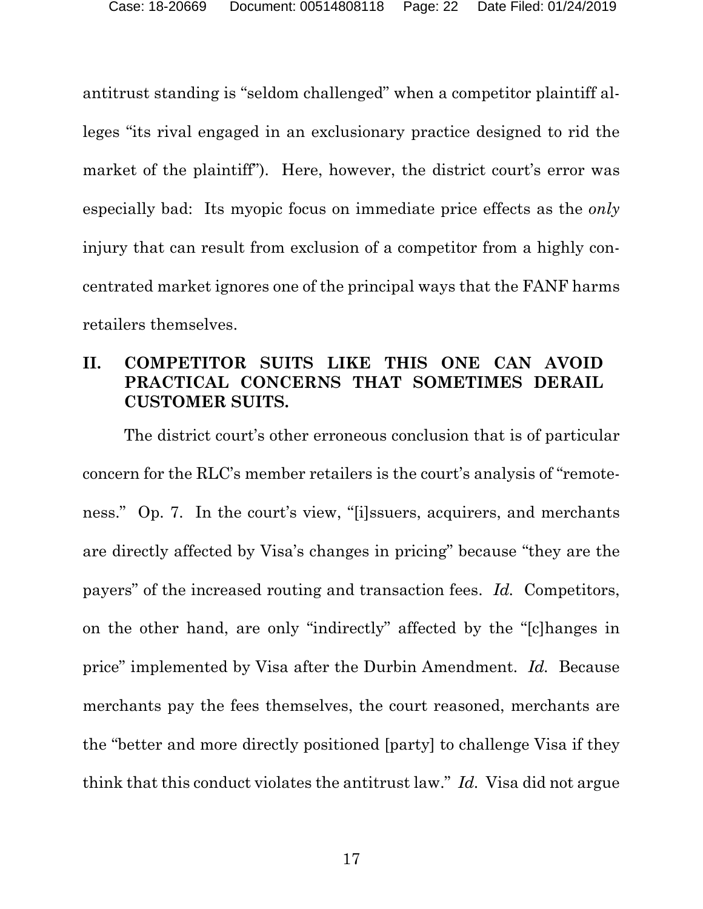antitrust standing is "seldom challenged" when a competitor plaintiff alleges "its rival engaged in an exclusionary practice designed to rid the market of the plaintiff"). Here, however, the district court's error was especially bad: Its myopic focus on immediate price effects as the *only* injury that can result from exclusion of a competitor from a highly concentrated market ignores one of the principal ways that the FANF harms retailers themselves.

## II. COMPETITOR SUITS LIKE THIS ONE CAN AVOID PRACTICAL CONCERNS THAT SOMETIMES DERAIL CUSTOMER SUITS.

The district court's other erroneous conclusion that is of particular concern for the RLC's member retailers is the court's analysis of "remoteness." Op. 7. In the court's view, "[i]ssuers, acquirers, and merchants are directly affected by Visa's changes in pricing" because "they are the payers" of the increased routing and transaction fees. *Id.* Competitors, on the other hand, are only "indirectly" affected by the "[c]hanges in price" implemented by Visa after the Durbin Amendment. *Id.* Because merchants pay the fees themselves, the court reasoned, merchants are the "better and more directly positioned [party] to challenge Visa if they think that this conduct violates the antitrust law." *Id.* Visa did not argue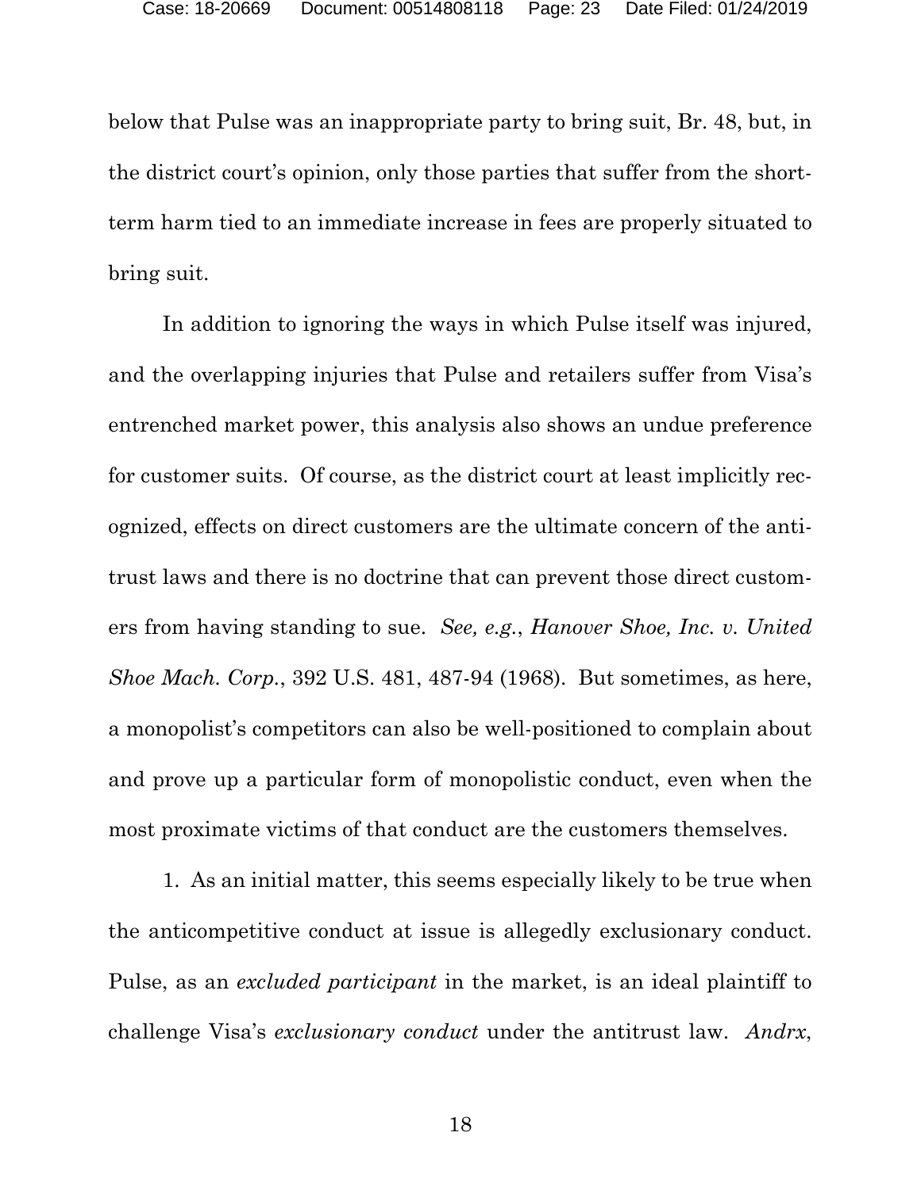below that Pulse was an inappropriate party to bring suit, Br. 48, but, in the district court's opinion, only those parties that suffer from the short-term harm tied to an immediate increase in fees are properly situated to bring suit.

In addition to ignoring the ways in which Pulse itself was injured, and the overlapping injuries that Pulse and retailers suffer from Visa's entrenched market power, this analysis also shows an undue preference for customer suits. Of course, as the district court at least implicitly recognized, effects on direct customers are the ultimate concern of the antitrust laws and there is no doctrine that can prevent those direct customers from having standing to sue. *See, e.g.*, *Hanover Shoe, Inc. v. United Shoe Mach. Corp.*, 392 U.S. 481, 487-94 (1968). But sometimes, as here, a monopolist's competitors can also be well-positioned to complain about and prove up a particular form of monopolistic conduct, even when the most proximate victims of that conduct are the customers themselves.

1. As an initial matter, this seems especially likely to be true when the anticompetitive conduct at issue is allegedly exclusionary conduct. Pulse, as an *excluded participant* in the market, is an ideal plaintiff to challenge Visa's *exclusionary conduct* under the antitrust law. *Andrx*,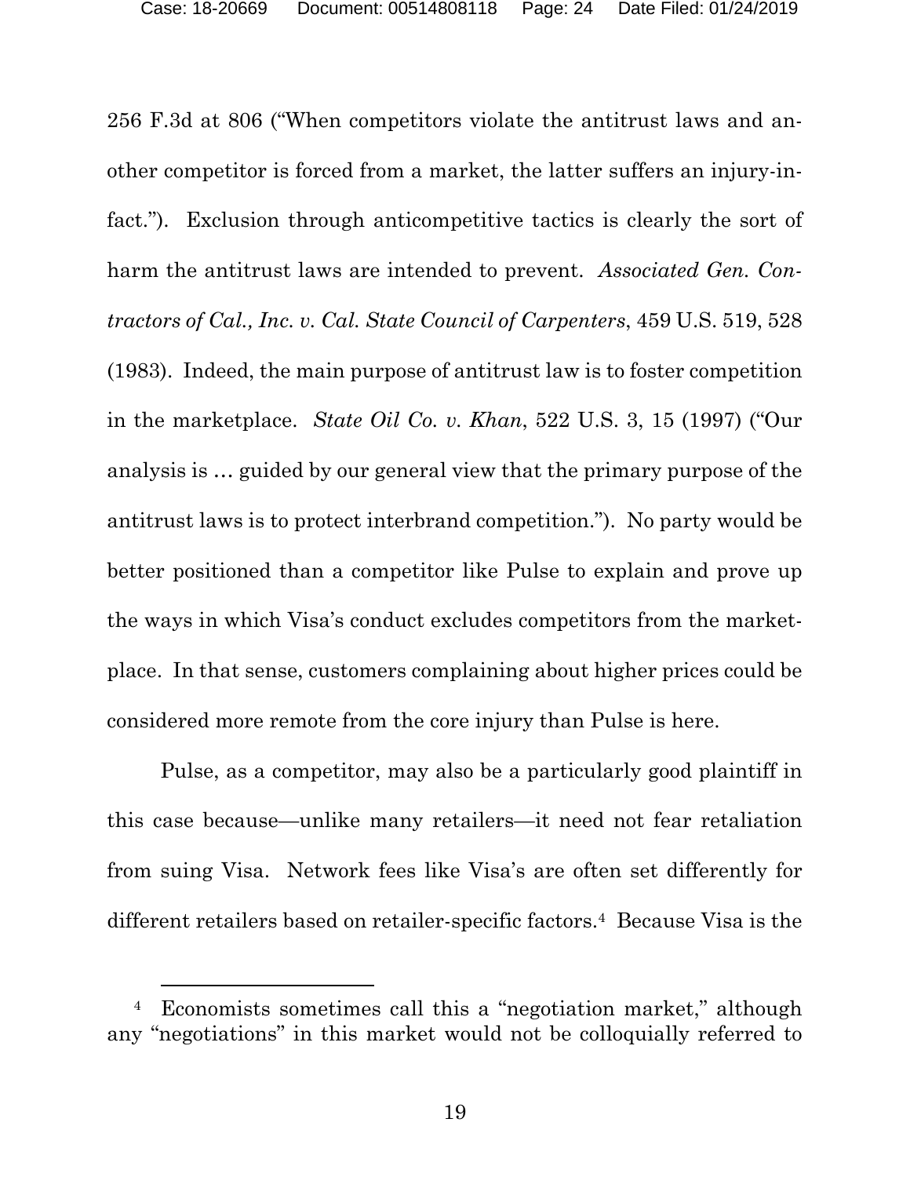256 F.3d at 806 ("When competitors violate the antitrust laws and another competitor is forced from a market, the latter suffers an injury-in-fact."). Exclusion through anticompetitive tactics is clearly the sort of harm the antitrust laws are intended to prevent. *Associated Gen. Contractors of Cal., Inc. v. Cal. State Council of Carpenters*, 459 U.S. 519, 528 (1983). Indeed, the main purpose of antitrust law is to foster competition in the marketplace. *State Oil Co. v. Khan*, 522 U.S. 3, 15 (1997) ("Our analysis is … guided by our general view that the primary purpose of the antitrust laws is to protect interbrand competition."). No party would be better positioned than a competitor like Pulse to explain and prove up the ways in which Visa's conduct excludes competitors from the marketplace. In that sense, customers complaining about higher prices could be considered more remote from the core injury than Pulse is here.

Pulse, as a competitor, may also be a particularly good plaintiff in this case because—unlike many retailers—it need not fear retaliation from suing Visa. Network fees like Visa's are often set differently for different retailers based on retailer-specific factors.[4] Because Visa is the

[4] Economists sometimes call this a "negotiation market," although any "negotiations" in this market would not be colloquially referred to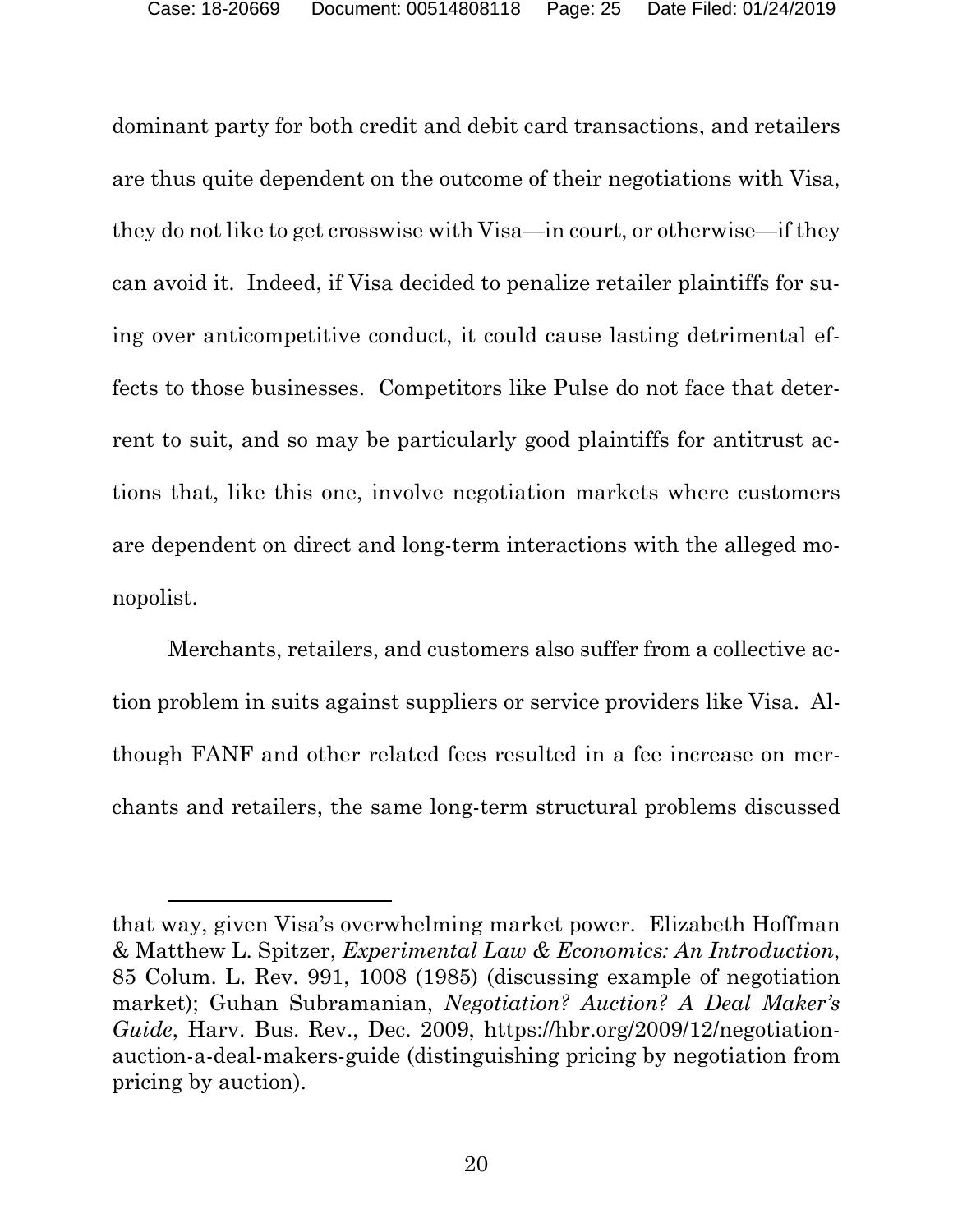dominant party for both credit and debit card transactions, and retailers are thus quite dependent on the outcome of their negotiations with Visa, they do not like to get crosswise with Visa—in court, or otherwise—if they can avoid it. Indeed, if Visa decided to penalize retailer plaintiffs for suing over anticompetitive conduct, it could cause lasting detrimental effects to those businesses. Competitors like Pulse do not face that deterrent to suit, and so may be particularly good plaintiffs for antitrust actions that, like this one, involve negotiation markets where customers are dependent on direct and long-term interactions with the alleged monopolist.

Merchants, retailers, and customers also suffer from a collective action problem in suits against suppliers or service providers like Visa. Although FANF and other related fees resulted in a fee increase on merchants and retailers, the same long-term structural problems discussed

---

that way, given Visa's overwhelming market power. Elizabeth Hoffman & Matthew L. Spitzer, *Experimental Law & Economics: An Introduction*, 85 Colum. L. Rev. 991, 1008 (1985) (discussing example of negotiation market); Guhan Subramanian, *Negotiation? Auction? A Deal Maker's Guide*, Harv. Bus. Rev., Dec. 2009, https://hbr.org/2009/12/negotiation-auction-a-deal-makers-guide (distinguishing pricing by negotiation from pricing by auction).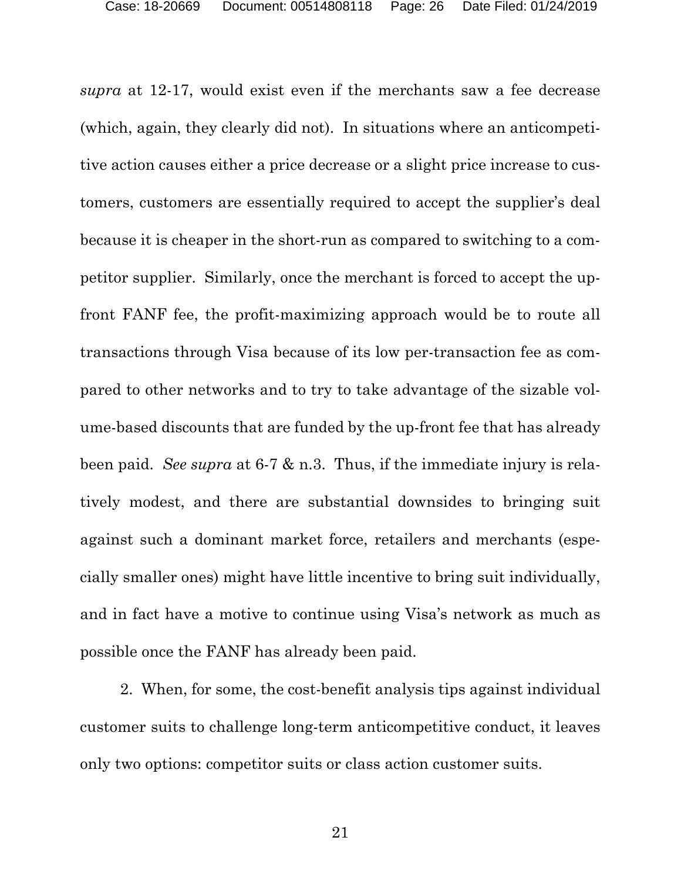*supra* at 12-17, would exist even if the merchants saw a fee decrease (which, again, they clearly did not). In situations where an anticompetitive action causes either a price decrease or a slight price increase to customers, customers are essentially required to accept the supplier's deal because it is cheaper in the short-run as compared to switching to a competitor supplier. Similarly, once the merchant is forced to accept the up-front FANF fee, the profit-maximizing approach would be to route all transactions through Visa because of its low per-transaction fee as compared to other networks and to try to take advantage of the sizable volume-based discounts that are funded by the up-front fee that has already been paid. *See supra* at 6-7 & n.3. Thus, if the immediate injury is relatively modest, and there are substantial downsides to bringing suit against such a dominant market force, retailers and merchants (especially smaller ones) might have little incentive to bring suit individually, and in fact have a motive to continue using Visa's network as much as possible once the FANF has already been paid.

2. When, for some, the cost-benefit analysis tips against individual customer suits to challenge long-term anticompetitive conduct, it leaves only two options: competitor suits or class action customer suits.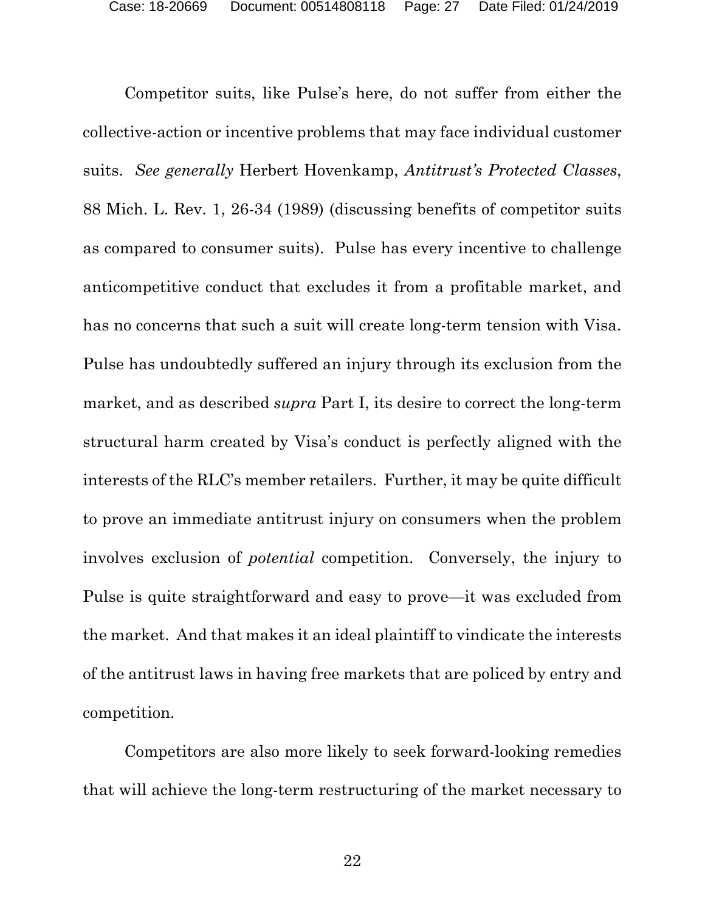Competitor suits, like Pulse's here, do not suffer from either the collective-action or incentive problems that may face individual customer suits. *See generally* Herbert Hovenkamp, *Antitrust's Protected Classes*, 88 Mich. L. Rev. 1, 26-34 (1989) (discussing benefits of competitor suits as compared to consumer suits). Pulse has every incentive to challenge anticompetitive conduct that excludes it from a profitable market, and has no concerns that such a suit will create long-term tension with Visa. Pulse has undoubtedly suffered an injury through its exclusion from the market, and as described *supra* Part I, its desire to correct the long-term structural harm created by Visa's conduct is perfectly aligned with the interests of the RLC's member retailers. Further, it may be quite difficult to prove an immediate antitrust injury on consumers when the problem involves exclusion of *potential* competition. Conversely, the injury to Pulse is quite straightforward and easy to prove—it was excluded from the market. And that makes it an ideal plaintiff to vindicate the interests of the antitrust laws in having free markets that are policed by entry and competition.

Competitors are also more likely to seek forward-looking remedies that will achieve the long-term restructuring of the market necessary to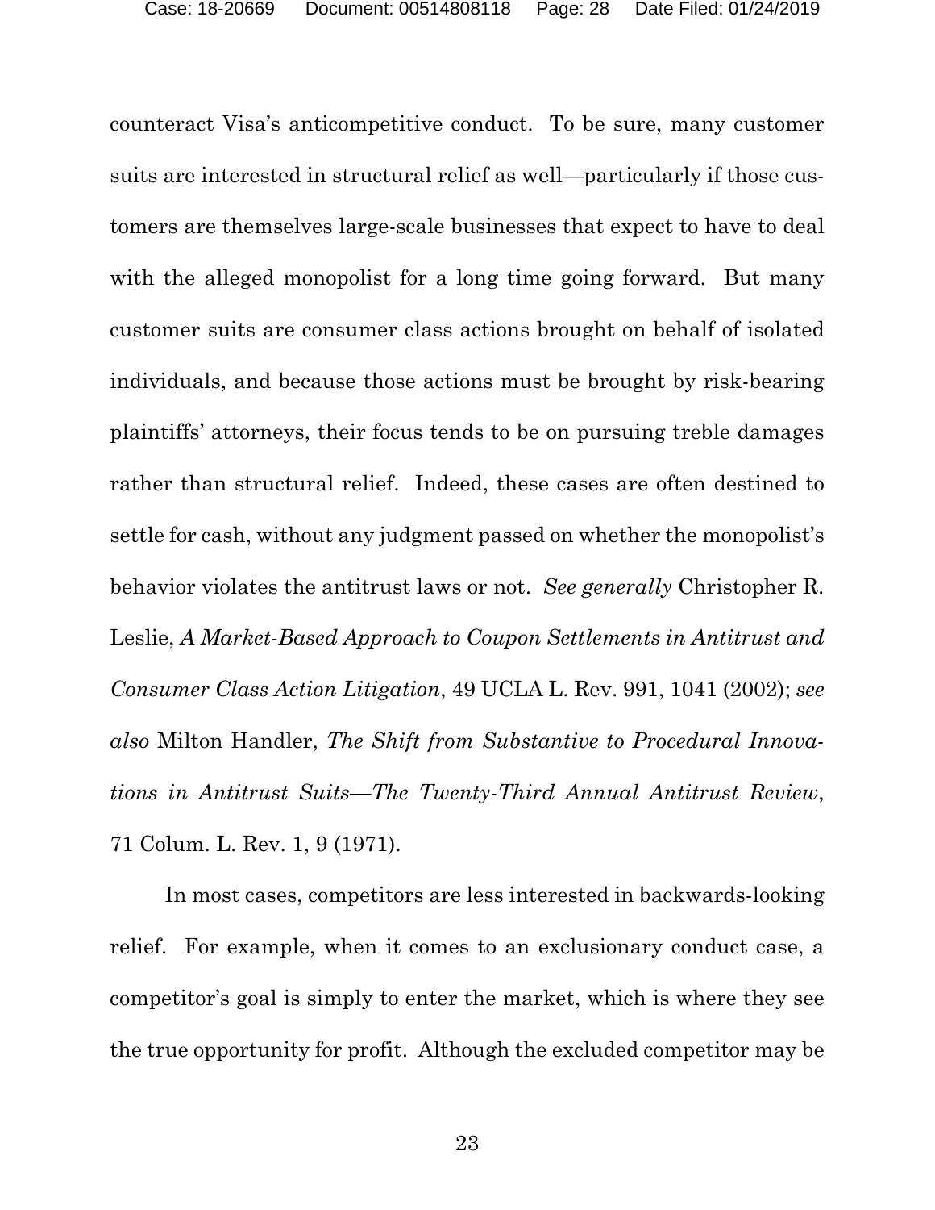counteract Visa's anticompetitive conduct. To be sure, many customer suits are interested in structural relief as well—particularly if those customers are themselves large-scale businesses that expect to have to deal with the alleged monopolist for a long time going forward. But many customer suits are consumer class actions brought on behalf of isolated individuals, and because those actions must be brought by risk-bearing plaintiffs' attorneys, their focus tends to be on pursuing treble damages rather than structural relief. Indeed, these cases are often destined to settle for cash, without any judgment passed on whether the monopolist's behavior violates the antitrust laws or not. *See generally* Christopher R. Leslie, *A Market-Based Approach to Coupon Settlements in Antitrust and Consumer Class Action Litigation*, 49 UCLA L. Rev. 991, 1041 (2002); *see also* Milton Handler, *The Shift from Substantive to Procedural Innovations in Antitrust Suits—The Twenty-Third Annual Antitrust Review*, 71 Colum. L. Rev. 1, 9 (1971).

In most cases, competitors are less interested in backwards-looking relief. For example, when it comes to an exclusionary conduct case, a competitor's goal is simply to enter the market, which is where they see the true opportunity for profit. Although the excluded competitor may be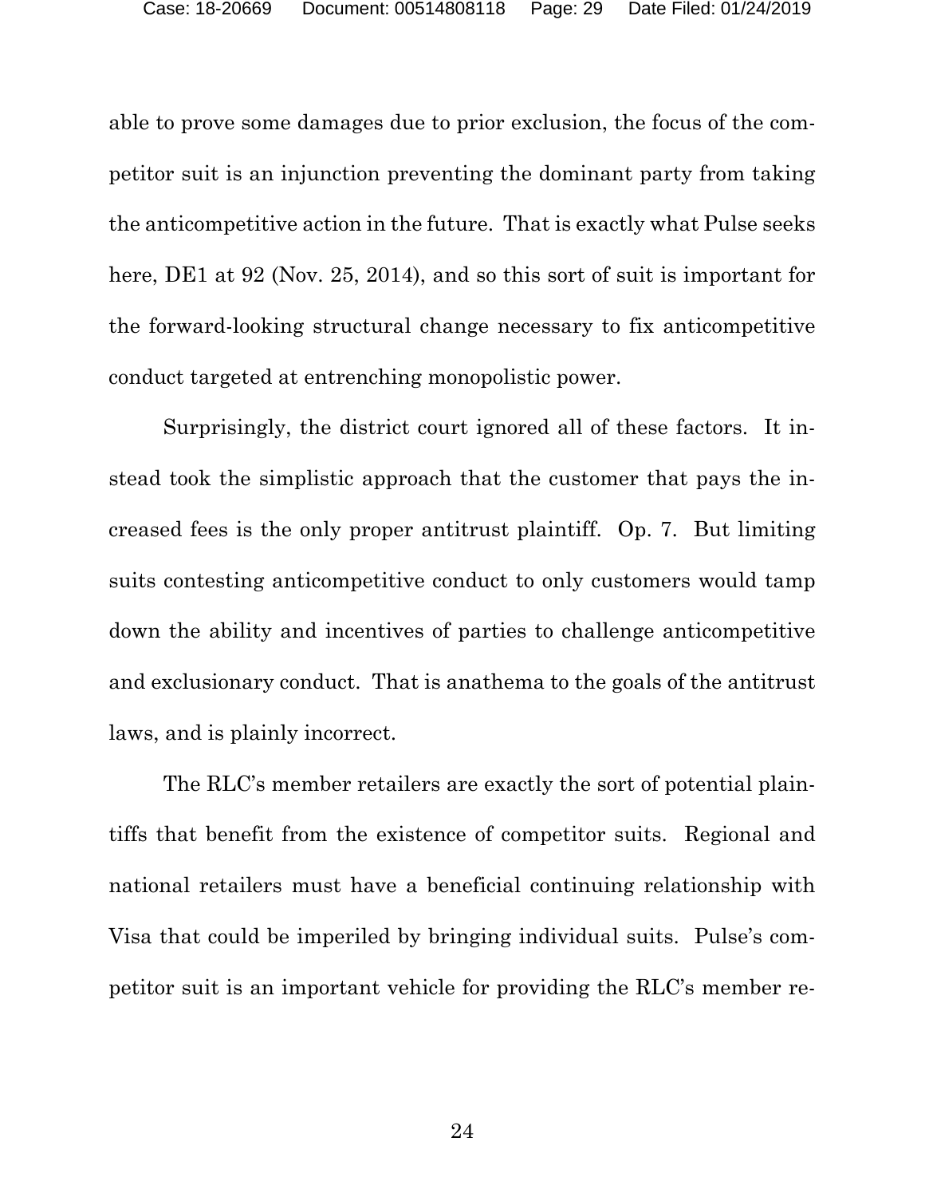able to prove some damages due to prior exclusion, the focus of the competitor suit is an injunction preventing the dominant party from taking the anticompetitive action in the future. That is exactly what Pulse seeks here, DE1 at 92 (Nov. 25, 2014), and so this sort of suit is important for the forward-looking structural change necessary to fix anticompetitive conduct targeted at entrenching monopolistic power.

Surprisingly, the district court ignored all of these factors. It instead took the simplistic approach that the customer that pays the increased fees is the only proper antitrust plaintiff. Op. 7. But limiting suits contesting anticompetitive conduct to only customers would tamp down the ability and incentives of parties to challenge anticompetitive and exclusionary conduct. That is anathema to the goals of the antitrust laws, and is plainly incorrect.

The RLC's member retailers are exactly the sort of potential plaintiffs that benefit from the existence of competitor suits. Regional and national retailers must have a beneficial continuing relationship with Visa that could be imperiled by bringing individual suits. Pulse's competitor suit is an important vehicle for providing the RLC's member re-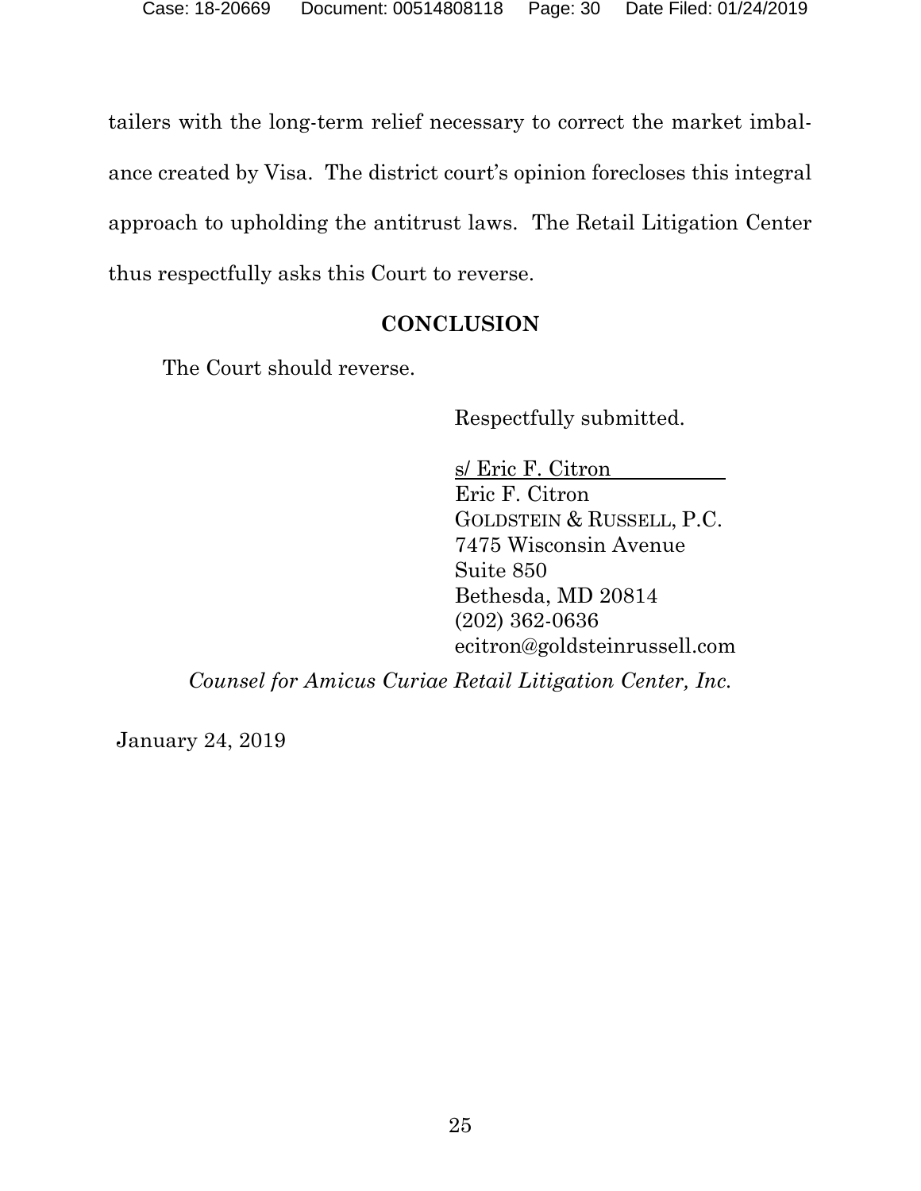tailers with the long-term relief necessary to correct the market imbalance created by Visa. The district court's opinion forecloses this integral approach to upholding the antitrust laws. The Retail Litigation Center thus respectfully asks this Court to reverse.

## CONCLUSION

The Court should reverse.

Respectfully submitted.

s/ Eric F. Citron
Eric F. Citron
GOLDSTEIN & RUSSELL, P.C.
7475 Wisconsin Avenue
Suite 850
Bethesda, MD 20814
(202) 362-0636
ecitron@goldsteinrussell.com

*Counsel for Amicus Curiae Retail Litigation Center, Inc.*

January 24, 2019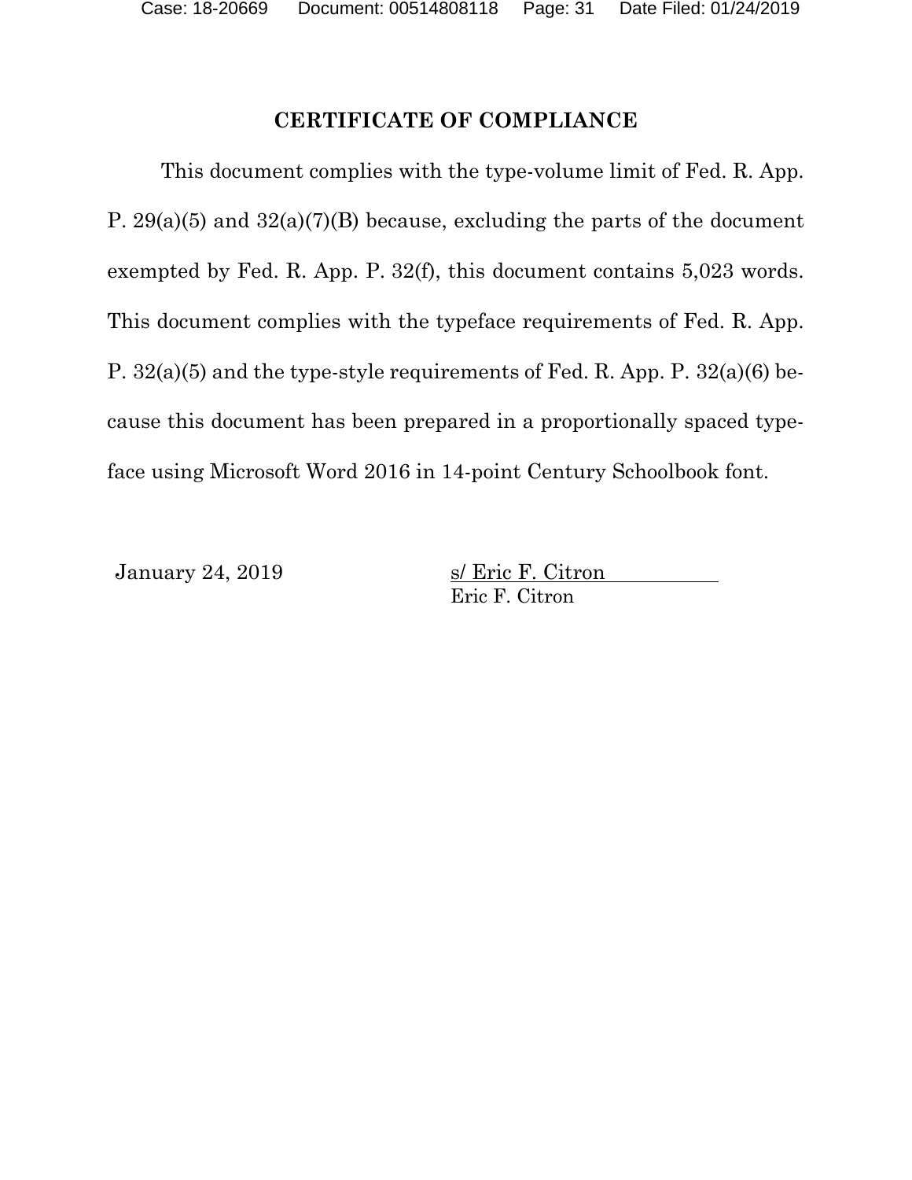## CERTIFICATE OF COMPLIANCE

This document complies with the type-volume limit of Fed. R. App. P. 29(a)(5) and 32(a)(7)(B) because, excluding the parts of the document exempted by Fed. R. App. P. 32(f), this document contains 5,023 words. This document complies with the typeface requirements of Fed. R. App. P. 32(a)(5) and the type-style requirements of Fed. R. App. P. 32(a)(6) because this document has been prepared in a proportionally spaced typeface using Microsoft Word 2016 in 14-point Century Schoolbook font.

January 24, 2019

s/ Eric F. Citron
Eric F. Citron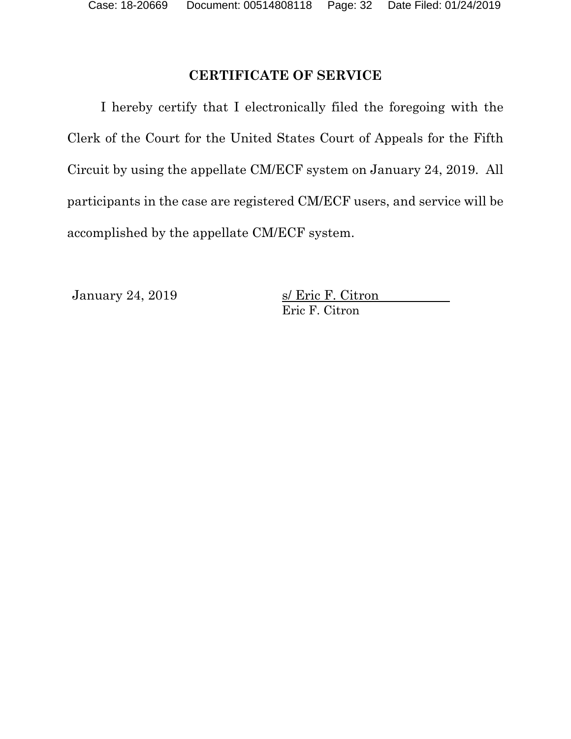## CERTIFICATE OF SERVICE

I hereby certify that I electronically filed the foregoing with the Clerk of the Court for the United States Court of Appeals for the Fifth Circuit by using the appellate CM/ECF system on January 24, 2019. All participants in the case are registered CM/ECF users, and service will be accomplished by the appellate CM/ECF system.

January 24, 2019

s/ Eric F. Citron
Eric F. Citron